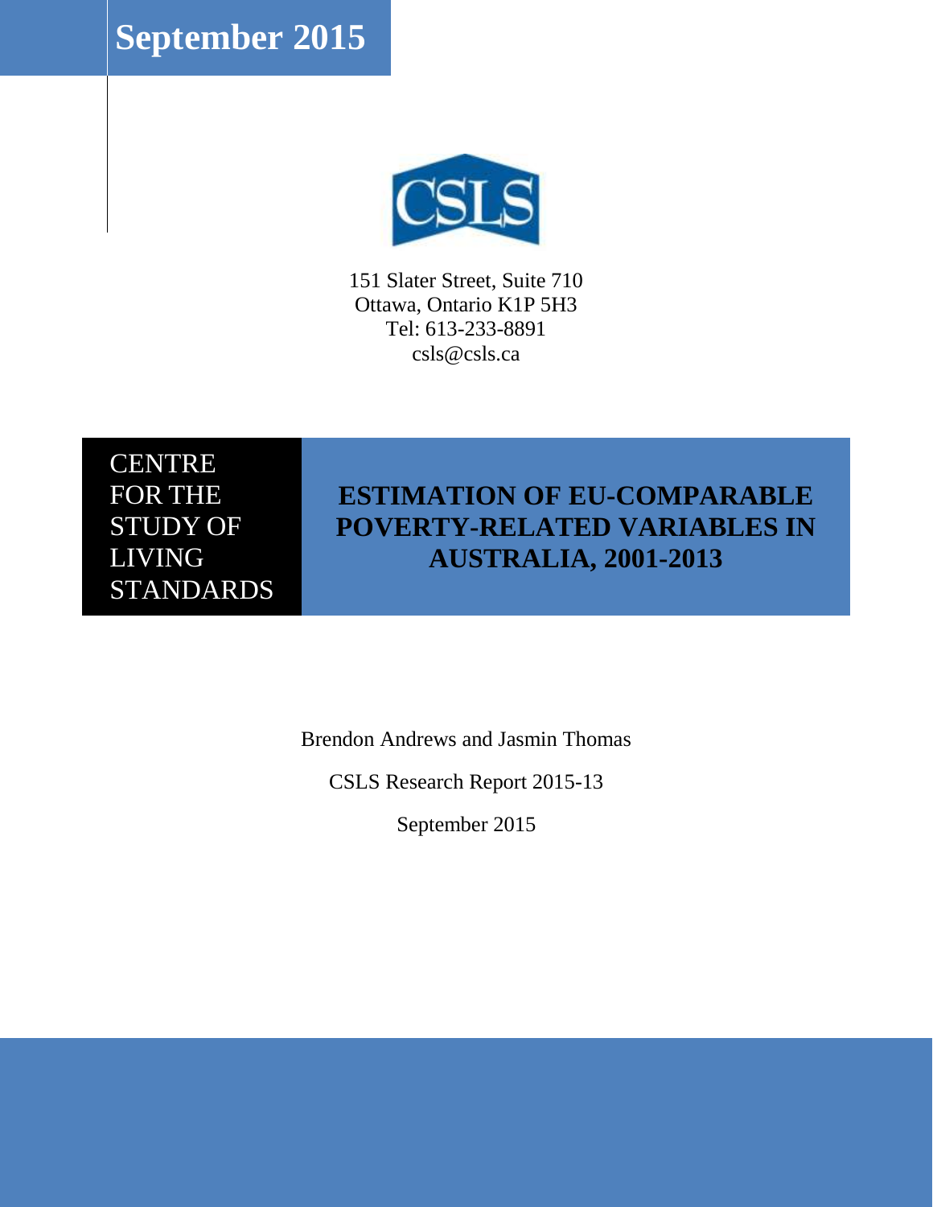September 2015

CSLS

151 Slater Street, Suite 710
Ottawa, Ontario K1P 5H3
Tel: 613-233-8891
csls@csls.ca

CENTRE FOR THE STUDY OF LIVING STANDARDS

# ESTIMATION OF EU-COMPARABLE POVERTY-RELATED VARIABLES IN AUSTRALIA, 2001-2013

Brendon Andrews and Jasmin Thomas

CSLS Research Report 2015-13

September 2015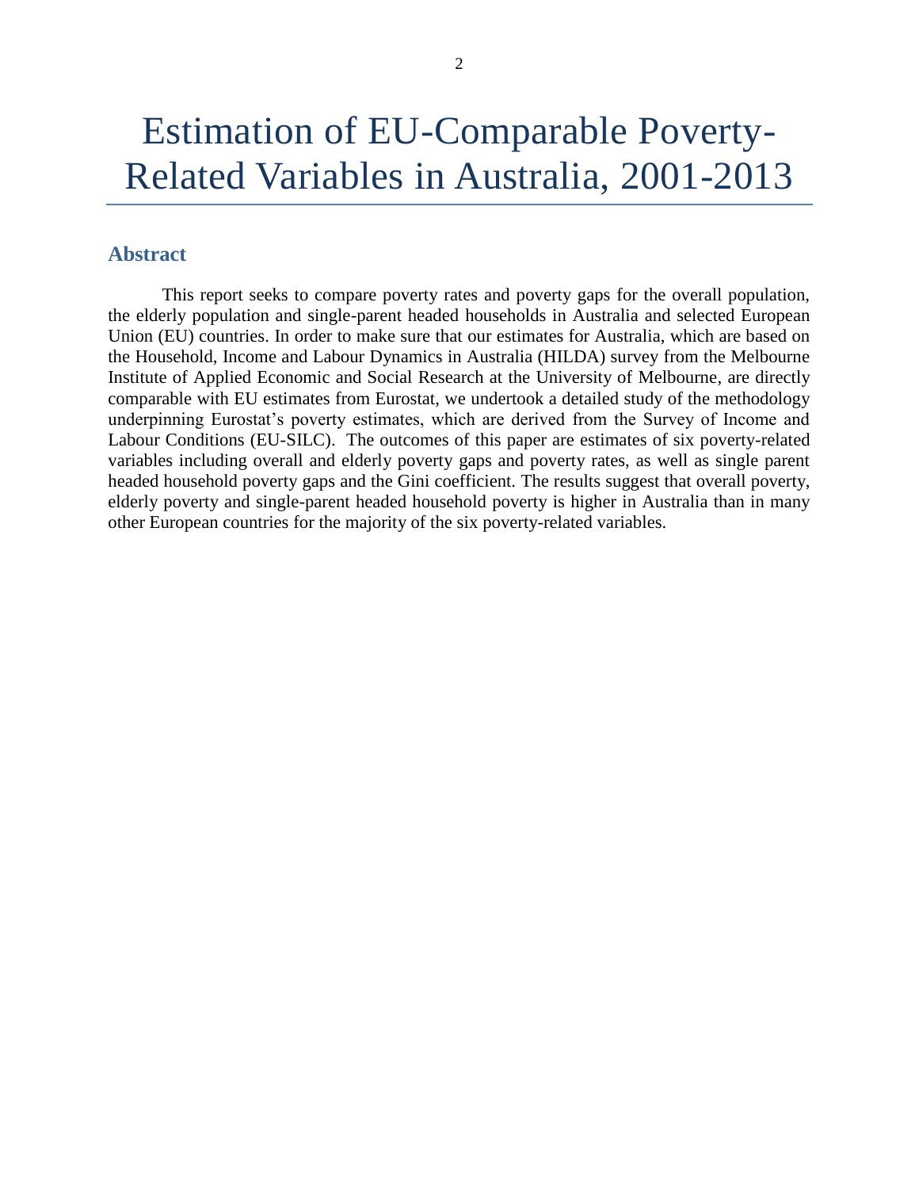# Estimation of EU-Comparable Poverty-Related Variables in Australia, 2001-2013

## Abstract

This report seeks to compare poverty rates and poverty gaps for the overall population, the elderly population and single-parent headed households in Australia and selected European Union (EU) countries. In order to make sure that our estimates for Australia, which are based on the Household, Income and Labour Dynamics in Australia (HILDA) survey from the Melbourne Institute of Applied Economic and Social Research at the University of Melbourne, are directly comparable with EU estimates from Eurostat, we undertook a detailed study of the methodology underpinning Eurostat's poverty estimates, which are derived from the Survey of Income and Labour Conditions (EU-SILC). The outcomes of this paper are estimates of six poverty-related variables including overall and elderly poverty gaps and poverty rates, as well as single parent headed household poverty gaps and the Gini coefficient. The results suggest that overall poverty, elderly poverty and single-parent headed household poverty is higher in Australia than in many other European countries for the majority of the six poverty-related variables.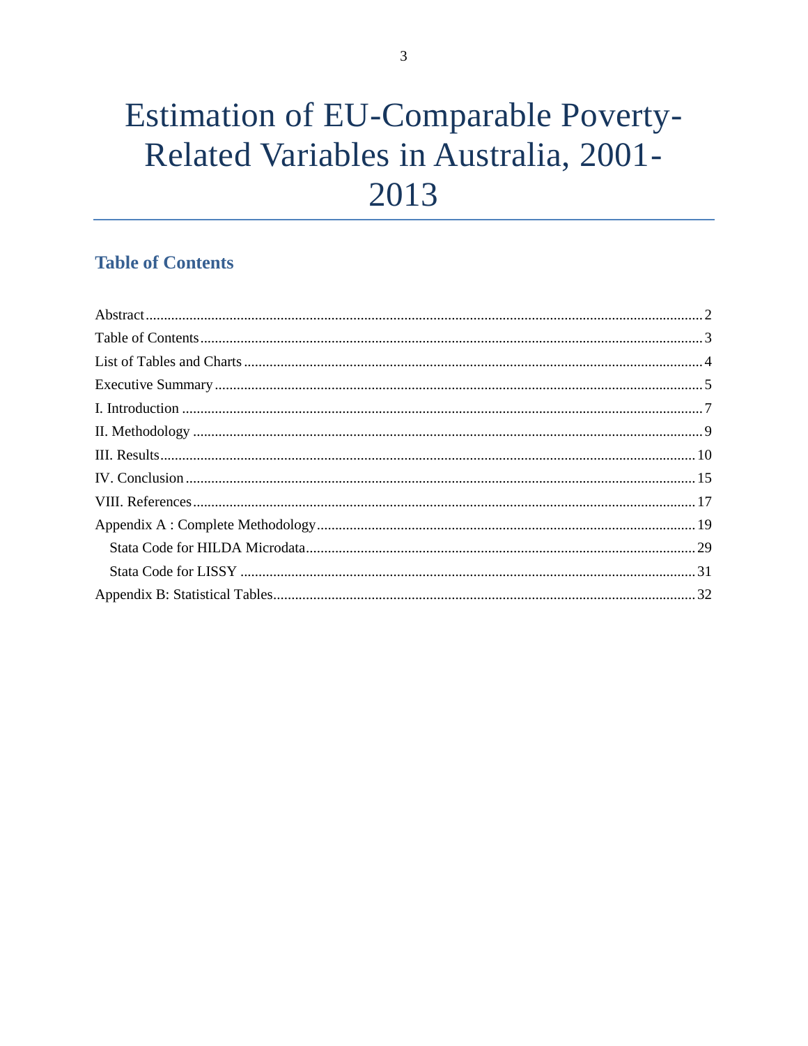# Estimation of EU-Comparable Poverty-Related Variables in Australia, 2001-2013

## Table of Contents

Abstract ........ 2
Table of Contents ........ 3
List of Tables and Charts ........ 4
Executive Summary ........ 5
I. Introduction ........ 7
II. Methodology ........ 9
III. Results ........ 10
IV. Conclusion ........ 15
VIII. References ........ 17
Appendix A : Complete Methodology ........ 19
- Stata Code for HILDA Microdata ........ 29
- Stata Code for LISSY ........ 31

Appendix B: Statistical Tables ........ 32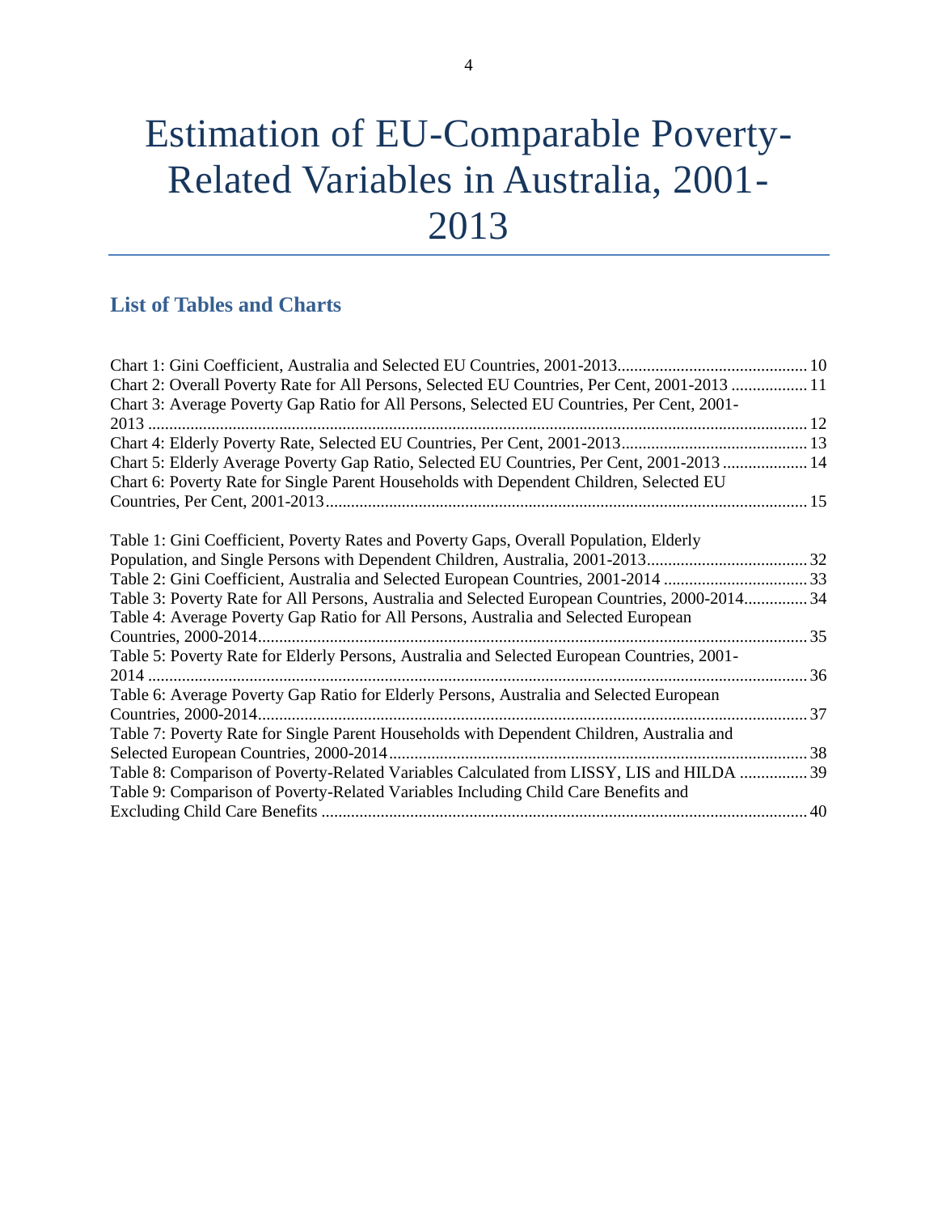# Estimation of EU-Comparable Poverty-Related Variables in Australia, 2001-2013

## List of Tables and Charts

Chart 1: Gini Coefficient, Australia and Selected EU Countries, 2001-2013 ..... 10
Chart 2: Overall Poverty Rate for All Persons, Selected EU Countries, Per Cent, 2001-2013 ..... 11
Chart 3: Average Poverty Gap Ratio for All Persons, Selected EU Countries, Per Cent, 2001-2013 ..... 12
Chart 4: Elderly Poverty Rate, Selected EU Countries, Per Cent, 2001-2013 ..... 13
Chart 5: Elderly Average Poverty Gap Ratio, Selected EU Countries, Per Cent, 2001-2013 ..... 14
Chart 6: Poverty Rate for Single Parent Households with Dependent Children, Selected EU Countries, Per Cent, 2001-2013 ..... 15

Table 1: Gini Coefficient, Poverty Rates and Poverty Gaps, Overall Population, Elderly Population, and Single Persons with Dependent Children, Australia, 2001-2013 ..... 32
Table 2: Gini Coefficient, Australia and Selected European Countries, 2001-2014 ..... 33
Table 3: Poverty Rate for All Persons, Australia and Selected European Countries, 2000-2014 ..... 34
Table 4: Average Poverty Gap Ratio for All Persons, Australia and Selected European Countries, 2000-2014 ..... 35
Table 5: Poverty Rate for Elderly Persons, Australia and Selected European Countries, 2001-2014 ..... 36
Table 6: Average Poverty Gap Ratio for Elderly Persons, Australia and Selected European Countries, 2000-2014 ..... 37
Table 7: Poverty Rate for Single Parent Households with Dependent Children, Australia and Selected European Countries, 2000-2014 ..... 38
Table 8: Comparison of Poverty-Related Variables Calculated from LISSY, LIS and HILDA ..... 39
Table 9: Comparison of Poverty-Related Variables Including Child Care Benefits and Excluding Child Care Benefits ..... 40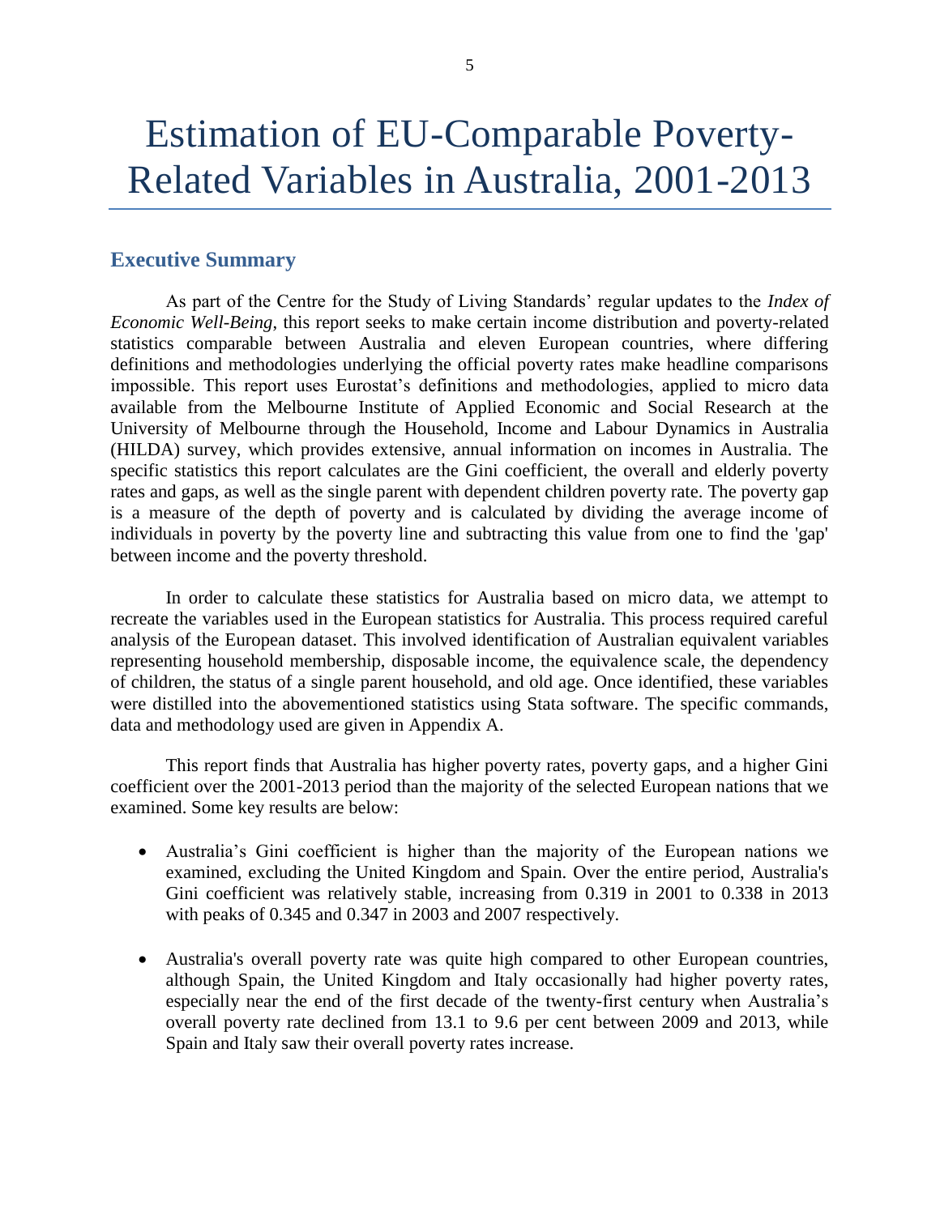# Estimation of EU-Comparable Poverty-Related Variables in Australia, 2001-2013

## Executive Summary

As part of the Centre for the Study of Living Standards' regular updates to the *Index of Economic Well-Being*, this report seeks to make certain income distribution and poverty-related statistics comparable between Australia and eleven European countries, where differing definitions and methodologies underlying the official poverty rates make headline comparisons impossible. This report uses Eurostat's definitions and methodologies, applied to micro data available from the Melbourne Institute of Applied Economic and Social Research at the University of Melbourne through the Household, Income and Labour Dynamics in Australia (HILDA) survey, which provides extensive, annual information on incomes in Australia. The specific statistics this report calculates are the Gini coefficient, the overall and elderly poverty rates and gaps, as well as the single parent with dependent children poverty rate. The poverty gap is a measure of the depth of poverty and is calculated by dividing the average income of individuals in poverty by the poverty line and subtracting this value from one to find the 'gap' between income and the poverty threshold.

In order to calculate these statistics for Australia based on micro data, we attempt to recreate the variables used in the European statistics for Australia. This process required careful analysis of the European dataset. This involved identification of Australian equivalent variables representing household membership, disposable income, the equivalence scale, the dependency of children, the status of a single parent household, and old age. Once identified, these variables were distilled into the abovementioned statistics using Stata software. The specific commands, data and methodology used are given in Appendix A.

This report finds that Australia has higher poverty rates, poverty gaps, and a higher Gini coefficient over the 2001-2013 period than the majority of the selected European nations that we examined. Some key results are below:

- Australia's Gini coefficient is higher than the majority of the European nations we examined, excluding the United Kingdom and Spain. Over the entire period, Australia's Gini coefficient was relatively stable, increasing from 0.319 in 2001 to 0.338 in 2013 with peaks of 0.345 and 0.347 in 2003 and 2007 respectively.

- Australia's overall poverty rate was quite high compared to other European countries, although Spain, the United Kingdom and Italy occasionally had higher poverty rates, especially near the end of the first decade of the twenty-first century when Australia's overall poverty rate declined from 13.1 to 9.6 per cent between 2009 and 2013, while Spain and Italy saw their overall poverty rates increase.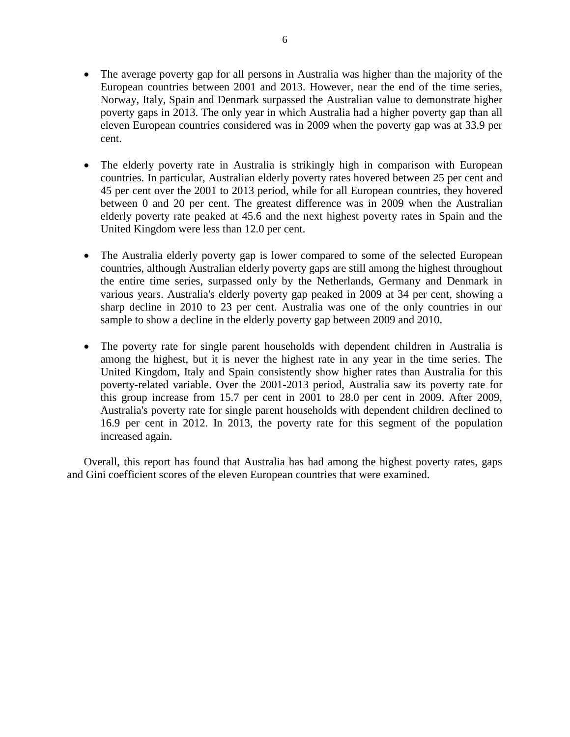- The average poverty gap for all persons in Australia was higher than the majority of the European countries between 2001 and 2013. However, near the end of the time series, Norway, Italy, Spain and Denmark surpassed the Australian value to demonstrate higher poverty gaps in 2013. The only year in which Australia had a higher poverty gap than all eleven European countries considered was in 2009 when the poverty gap was at 33.9 per cent.

- The elderly poverty rate in Australia is strikingly high in comparison with European countries. In particular, Australian elderly poverty rates hovered between 25 per cent and 45 per cent over the 2001 to 2013 period, while for all European countries, they hovered between 0 and 20 per cent. The greatest difference was in 2009 when the Australian elderly poverty rate peaked at 45.6 and the next highest poverty rates in Spain and the United Kingdom were less than 12.0 per cent.

- The Australia elderly poverty gap is lower compared to some of the selected European countries, although Australian elderly poverty gaps are still among the highest throughout the entire time series, surpassed only by the Netherlands, Germany and Denmark in various years. Australia's elderly poverty gap peaked in 2009 at 34 per cent, showing a sharp decline in 2010 to 23 per cent. Australia was one of the only countries in our sample to show a decline in the elderly poverty gap between 2009 and 2010.

- The poverty rate for single parent households with dependent children in Australia is among the highest, but it is never the highest rate in any year in the time series. The United Kingdom, Italy and Spain consistently show higher rates than Australia for this poverty-related variable. Over the 2001-2013 period, Australia saw its poverty rate for this group increase from 15.7 per cent in 2001 to 28.0 per cent in 2009. After 2009, Australia's poverty rate for single parent households with dependent children declined to 16.9 per cent in 2012. In 2013, the poverty rate for this segment of the population increased again.

Overall, this report has found that Australia has had among the highest poverty rates, gaps and Gini coefficient scores of the eleven European countries that were examined.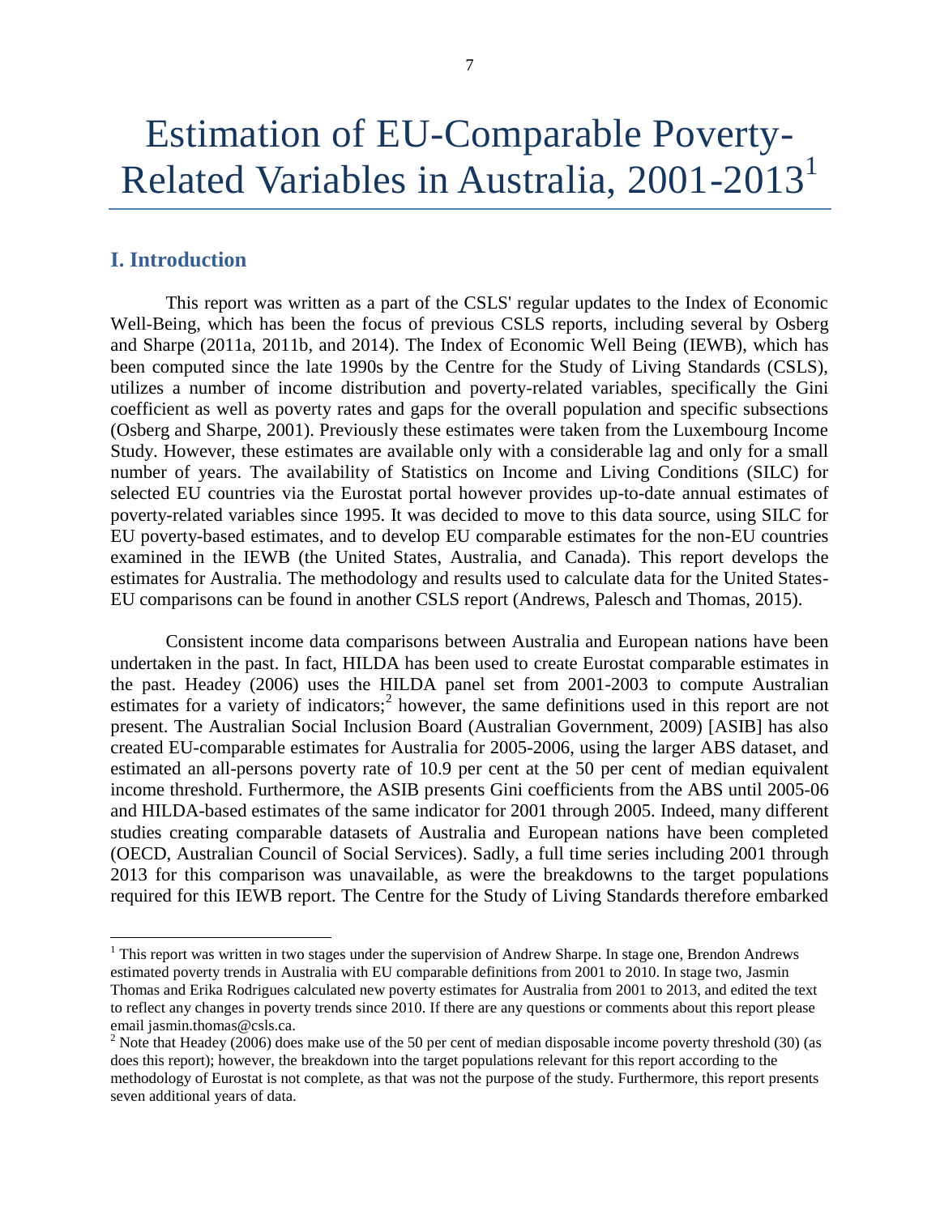# Estimation of EU-Comparable Poverty-Related Variables in Australia, 2001-2013[1]

## I. Introduction

This report was written as a part of the CSLS' regular updates to the Index of Economic Well-Being, which has been the focus of previous CSLS reports, including several by Osberg and Sharpe (2011a, 2011b, and 2014). The Index of Economic Well Being (IEWB), which has been computed since the late 1990s by the Centre for the Study of Living Standards (CSLS), utilizes a number of income distribution and poverty-related variables, specifically the Gini coefficient as well as poverty rates and gaps for the overall population and specific subsections (Osberg and Sharpe, 2001). Previously these estimates were taken from the Luxembourg Income Study. However, these estimates are available only with a considerable lag and only for a small number of years. The availability of Statistics on Income and Living Conditions (SILC) for selected EU countries via the Eurostat portal however provides up-to-date annual estimates of poverty-related variables since 1995. It was decided to move to this data source, using SILC for EU poverty-based estimates, and to develop EU comparable estimates for the non-EU countries examined in the IEWB (the United States, Australia, and Canada). This report develops the estimates for Australia. The methodology and results used to calculate data for the United States-EU comparisons can be found in another CSLS report (Andrews, Palesch and Thomas, 2015).

Consistent income data comparisons between Australia and European nations have been undertaken in the past. In fact, HILDA has been used to create Eurostat comparable estimates in the past. Headey (2006) uses the HILDA panel set from 2001-2003 to compute Australian estimates for a variety of indicators;[2] however, the same definitions used in this report are not present. The Australian Social Inclusion Board (Australian Government, 2009) [ASIB] has also created EU-comparable estimates for Australia for 2005-2006, using the larger ABS dataset, and estimated an all-persons poverty rate of 10.9 per cent at the 50 per cent of median equivalent income threshold. Furthermore, the ASIB presents Gini coefficients from the ABS until 2005-06 and HILDA-based estimates of the same indicator for 2001 through 2005. Indeed, many different studies creating comparable datasets of Australia and European nations have been completed (OECD, Australian Council of Social Services). Sadly, a full time series including 2001 through 2013 for this comparison was unavailable, as were the breakdowns to the target populations required for this IEWB report. The Centre for the Study of Living Standards therefore embarked

---

[1] This report was written in two stages under the supervision of Andrew Sharpe. In stage one, Brendon Andrews estimated poverty trends in Australia with EU comparable definitions from 2001 to 2010. In stage two, Jasmin Thomas and Erika Rodrigues calculated new poverty estimates for Australia from 2001 to 2013, and edited the text to reflect any changes in poverty trends since 2010. If there are any questions or comments about this report please email jasmin.thomas@csls.ca.

[2] Note that Headey (2006) does make use of the 50 per cent of median disposable income poverty threshold (30) (as does this report); however, the breakdown into the target populations relevant for this report according to the methodology of Eurostat is not complete, as that was not the purpose of the study. Furthermore, this report presents seven additional years of data.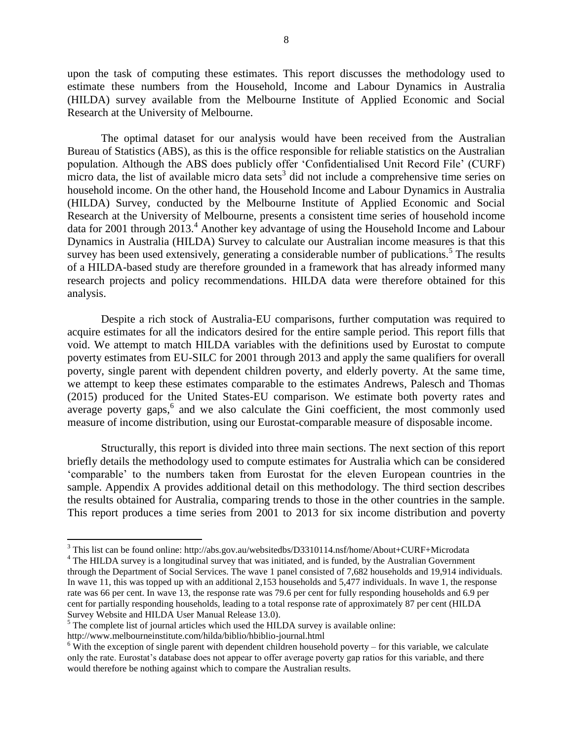upon the task of computing these estimates. This report discusses the methodology used to estimate these numbers from the Household, Income and Labour Dynamics in Australia (HILDA) survey available from the Melbourne Institute of Applied Economic and Social Research at the University of Melbourne.

The optimal dataset for our analysis would have been received from the Australian Bureau of Statistics (ABS), as this is the office responsible for reliable statistics on the Australian population. Although the ABS does publicly offer 'Confidentialised Unit Record File' (CURF) micro data, the list of available micro data sets[3] did not include a comprehensive time series on household income. On the other hand, the Household Income and Labour Dynamics in Australia (HILDA) Survey, conducted by the Melbourne Institute of Applied Economic and Social Research at the University of Melbourne, presents a consistent time series of household income data for 2001 through 2013.[4] Another key advantage of using the Household Income and Labour Dynamics in Australia (HILDA) Survey to calculate our Australian income measures is that this survey has been used extensively, generating a considerable number of publications.[5] The results of a HILDA-based study are therefore grounded in a framework that has already informed many research projects and policy recommendations. HILDA data were therefore obtained for this analysis.

Despite a rich stock of Australia-EU comparisons, further computation was required to acquire estimates for all the indicators desired for the entire sample period. This report fills that void. We attempt to match HILDA variables with the definitions used by Eurostat to compute poverty estimates from EU-SILC for 2001 through 2013 and apply the same qualifiers for overall poverty, single parent with dependent children poverty, and elderly poverty. At the same time, we attempt to keep these estimates comparable to the estimates Andrews, Palesch and Thomas (2015) produced for the United States-EU comparison. We estimate both poverty rates and average poverty gaps,[6] and we also calculate the Gini coefficient, the most commonly used measure of income distribution, using our Eurostat-comparable measure of disposable income.

Structurally, this report is divided into three main sections. The next section of this report briefly details the methodology used to compute estimates for Australia which can be considered 'comparable' to the numbers taken from Eurostat for the eleven European countries in the sample. Appendix A provides additional detail on this methodology. The third section describes the results obtained for Australia, comparing trends to those in the other countries in the sample. This report produces a time series from 2001 to 2013 for six income distribution and poverty

---

[3] This list can be found online: http://abs.gov.au/websitedbs/D3310114.nsf/home/About+CURF+Microdata

[4] The HILDA survey is a longitudinal survey that was initiated, and is funded, by the Australian Government through the Department of Social Services. The wave 1 panel consisted of 7,682 households and 19,914 individuals. In wave 11, this was topped up with an additional 2,153 households and 5,477 individuals. In wave 1, the response rate was 66 per cent. In wave 13, the response rate was 79.6 per cent for fully responding households and 6.9 per cent for partially responding households, leading to a total response rate of approximately 87 per cent (HILDA Survey Website and HILDA User Manual Release 13.0).

[5] The complete list of journal articles which used the HILDA survey is available online: http://www.melbourneinstitute.com/hilda/biblio/hbiblio-journal.html

[6] With the exception of single parent with dependent children household poverty – for this variable, we calculate only the rate. Eurostat's database does not appear to offer average poverty gap ratios for this variable, and there would therefore be nothing against which to compare the Australian results.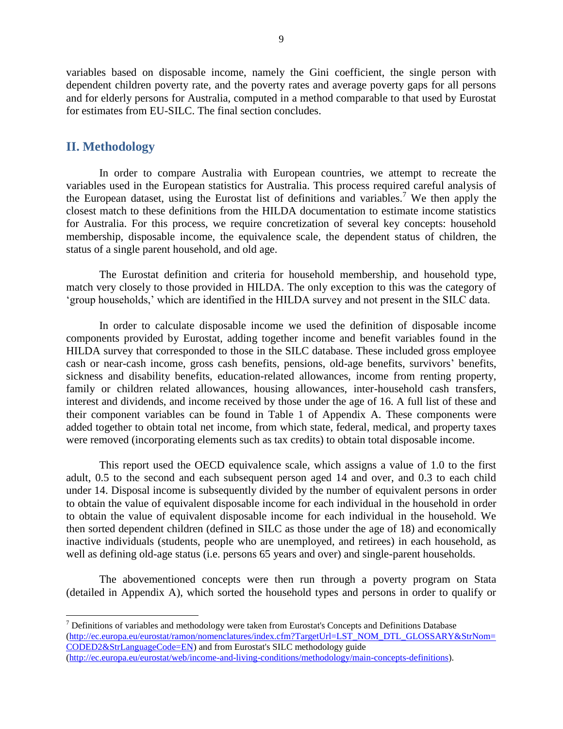variables based on disposable income, namely the Gini coefficient, the single person with dependent children poverty rate, and the poverty rates and average poverty gaps for all persons and for elderly persons for Australia, computed in a method comparable to that used by Eurostat for estimates from EU-SILC. The final section concludes.

## II. Methodology

In order to compare Australia with European countries, we attempt to recreate the variables used in the European statistics for Australia. This process required careful analysis of the European dataset, using the Eurostat list of definitions and variables.[7] We then apply the closest match to these definitions from the HILDA documentation to estimate income statistics for Australia. For this process, we require concretization of several key concepts: household membership, disposable income, the equivalence scale, the dependent status of children, the status of a single parent household, and old age.

The Eurostat definition and criteria for household membership, and household type, match very closely to those provided in HILDA. The only exception to this was the category of 'group households,' which are identified in the HILDA survey and not present in the SILC data.

In order to calculate disposable income we used the definition of disposable income components provided by Eurostat, adding together income and benefit variables found in the HILDA survey that corresponded to those in the SILC database. These included gross employee cash or near-cash income, gross cash benefits, pensions, old-age benefits, survivors' benefits, sickness and disability benefits, education-related allowances, income from renting property, family or children related allowances, housing allowances, inter-household cash transfers, interest and dividends, and income received by those under the age of 16. A full list of these and their component variables can be found in Table 1 of Appendix A. These components were added together to obtain total net income, from which state, federal, medical, and property taxes were removed (incorporating elements such as tax credits) to obtain total disposable income.

This report used the OECD equivalence scale, which assigns a value of 1.0 to the first adult, 0.5 to the second and each subsequent person aged 14 and over, and 0.3 to each child under 14. Disposal income is subsequently divided by the number of equivalent persons in order to obtain the value of equivalent disposable income for each individual in the household in order to obtain the value of equivalent disposable income for each individual in the household. We then sorted dependent children (defined in SILC as those under the age of 18) and economically inactive individuals (students, people who are unemployed, and retirees) in each household, as well as defining old-age status (i.e. persons 65 years and over) and single-parent households.

The abovementioned concepts were then run through a poverty program on Stata (detailed in Appendix A), which sorted the household types and persons in order to qualify or

---

[7] Definitions of variables and methodology were taken from Eurostat's Concepts and Definitions Database (http://ec.europa.eu/eurostat/ramon/nomenclatures/index.cfm?TargetUrl=LST_NOM_DTL_GLOSSARY&StrNom=CODED2&StrLanguageCode=EN) and from Eurostat's SILC methodology guide (http://ec.europa.eu/eurostat/web/income-and-living-conditions/methodology/main-concepts-definitions).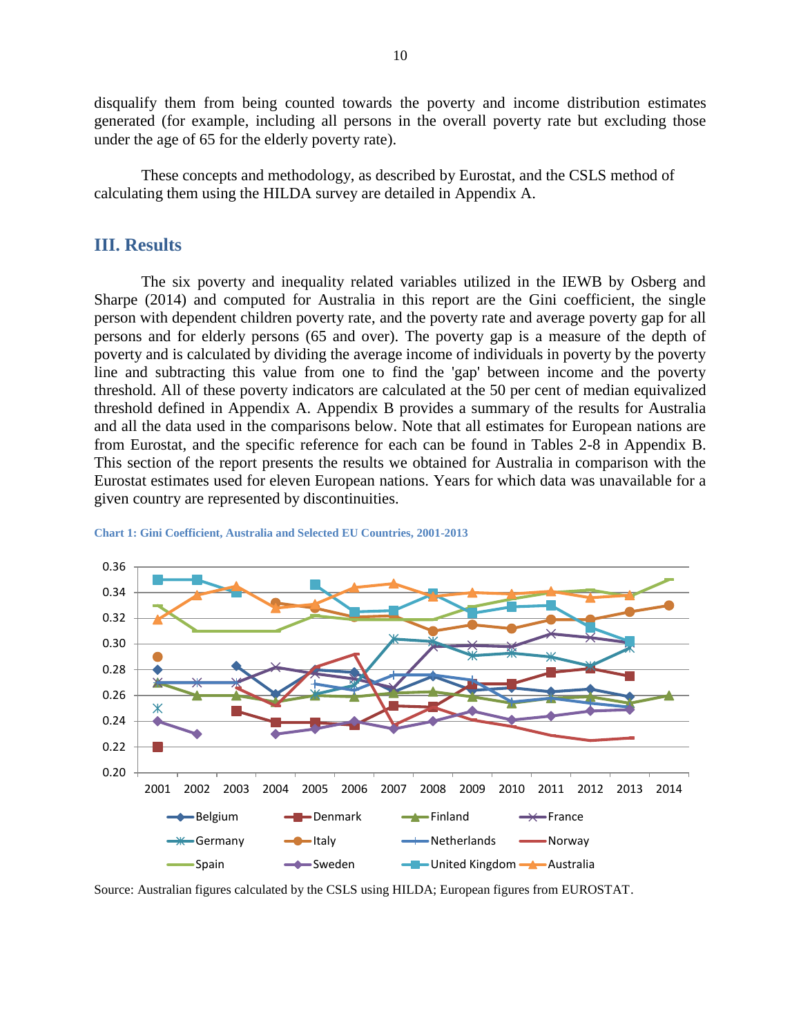disqualify them from being counted towards the poverty and income distribution estimates generated (for example, including all persons in the overall poverty rate but excluding those under the age of 65 for the elderly poverty rate).

These concepts and methodology, as described by Eurostat, and the CSLS method of calculating them using the HILDA survey are detailed in Appendix A.

## III. Results

The six poverty and inequality related variables utilized in the IEWB by Osberg and Sharpe (2014) and computed for Australia in this report are the Gini coefficient, the single person with dependent children poverty rate, and the poverty rate and average poverty gap for all persons and for elderly persons (65 and over). The poverty gap is a measure of the depth of poverty and is calculated by dividing the average income of individuals in poverty by the poverty line and subtracting this value from one to find the 'gap' between income and the poverty threshold. All of these poverty indicators are calculated at the 50 per cent of median equivalized threshold defined in Appendix A. Appendix B provides a summary of the results for Australia and all the data used in the comparisons below. Note that all estimates for European nations are from Eurostat, and the specific reference for each can be found in Tables 2-8 in Appendix B. This section of the report presents the results we obtained for Australia in comparison with the Eurostat estimates used for eleven European nations. Years for which data was unavailable for a given country are represented by discontinuities.

**Chart 1: Gini Coefficient, Australia and Selected EU Countries, 2001-2013**

Source: Australian figures calculated by the CSLS using HILDA; European figures from EUROSTAT.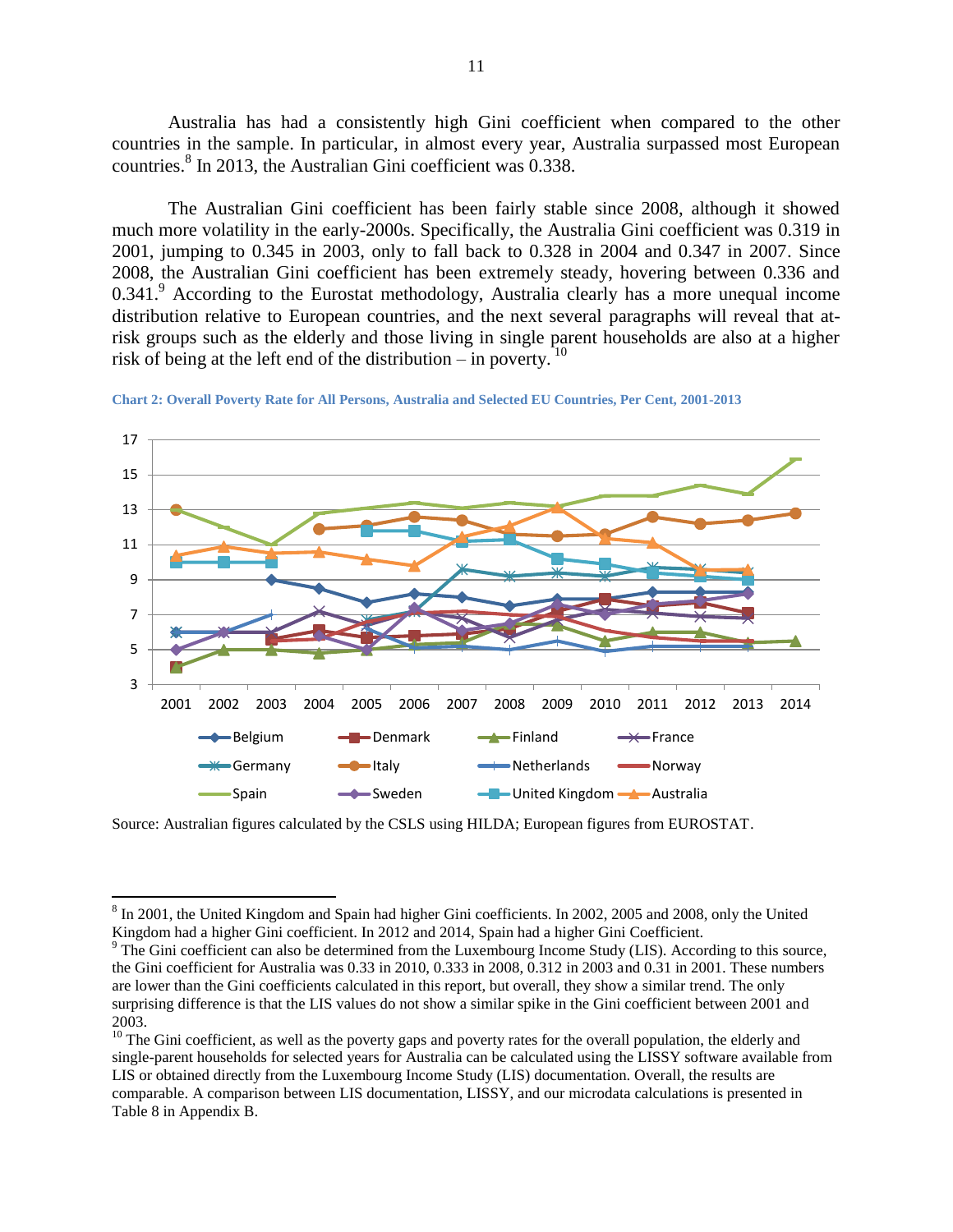Australia has had a consistently high Gini coefficient when compared to the other countries in the sample. In particular, in almost every year, Australia surpassed most European countries.[8] In 2013, the Australian Gini coefficient was 0.338.

The Australian Gini coefficient has been fairly stable since 2008, although it showed much more volatility in the early-2000s. Specifically, the Australia Gini coefficient was 0.319 in 2001, jumping to 0.345 in 2003, only to fall back to 0.328 in 2004 and 0.347 in 2007. Since 2008, the Australian Gini coefficient has been extremely steady, hovering between 0.336 and 0.341.[9] According to the Eurostat methodology, Australia clearly has a more unequal income distribution relative to European countries, and the next several paragraphs will reveal that at-risk groups such as the elderly and those living in single parent households are also at a higher risk of being at the left end of the distribution – in poverty.[10]

**Chart 2: Overall Poverty Rate for All Persons, Australia and Selected EU Countries, Per Cent, 2001-2013**

Source: Australian figures calculated by the CSLS using HILDA; European figures from EUROSTAT.

---

[8] In 2001, the United Kingdom and Spain had higher Gini coefficients. In 2002, 2005 and 2008, only the United Kingdom had a higher Gini coefficient. In 2012 and 2014, Spain had a higher Gini Coefficient.

[9] The Gini coefficient can also be determined from the Luxembourg Income Study (LIS). According to this source, the Gini coefficient for Australia was 0.33 in 2010, 0.333 in 2008, 0.312 in 2003 and 0.31 in 2001. These numbers are lower than the Gini coefficients calculated in this report, but overall, they show a similar trend. The only surprising difference is that the LIS values do not show a similar spike in the Gini coefficient between 2001 and 2003.

[10] The Gini coefficient, as well as the poverty gaps and poverty rates for the overall population, the elderly and single-parent households for selected years for Australia can be calculated using the LISSY software available from LIS or obtained directly from the Luxembourg Income Study (LIS) documentation. Overall, the results are comparable. A comparison between LIS documentation, LISSY, and our microdata calculations is presented in Table 8 in Appendix B.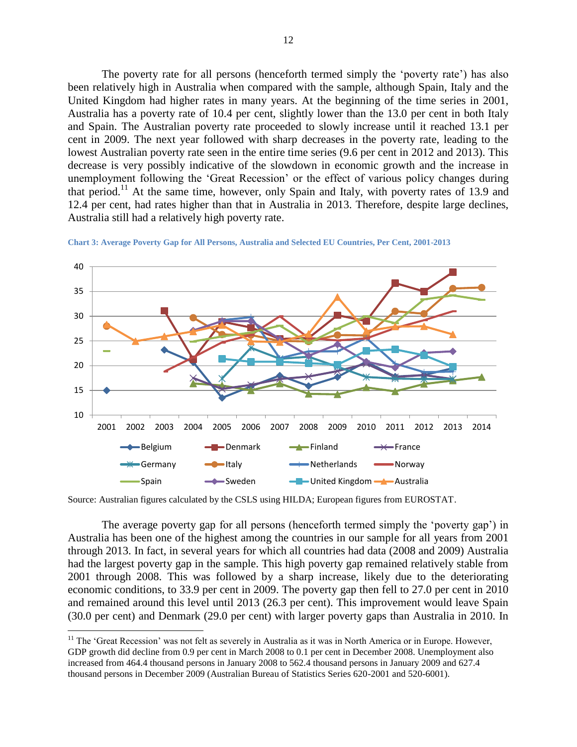The poverty rate for all persons (henceforth termed simply the 'poverty rate') has also been relatively high in Australia when compared with the sample, although Spain, Italy and the United Kingdom had higher rates in many years. At the beginning of the time series in 2001, Australia has a poverty rate of 10.4 per cent, slightly lower than the 13.0 per cent in both Italy and Spain. The Australian poverty rate proceeded to slowly increase until it reached 13.1 per cent in 2009. The next year followed with sharp decreases in the poverty rate, leading to the lowest Australian poverty rate seen in the entire time series (9.6 per cent in 2012 and 2013). This decrease is very possibly indicative of the slowdown in economic growth and the increase in unemployment following the 'Great Recession' or the effect of various policy changes during that period.[11] At the same time, however, only Spain and Italy, with poverty rates of 13.9 and 12.4 per cent, had rates higher than that in Australia in 2013. Therefore, despite large declines, Australia still had a relatively high poverty rate.

**Chart 3: Average Poverty Gap for All Persons, Australia and Selected EU Countries, Per Cent, 2001-2013**

Source: Australian figures calculated by the CSLS using HILDA; European figures from EUROSTAT.

The average poverty gap for all persons (henceforth termed simply the 'poverty gap') in Australia has been one of the highest among the countries in our sample for all years from 2001 through 2013. In fact, in several years for which all countries had data (2008 and 2009) Australia had the largest poverty gap in the sample. This high poverty gap remained relatively stable from 2001 through 2008. This was followed by a sharp increase, likely due to the deteriorating economic conditions, to 33.9 per cent in 2009. The poverty gap then fell to 27.0 per cent in 2010 and remained around this level until 2013 (26.3 per cent). This improvement would leave Spain (30.0 per cent) and Denmark (29.0 per cent) with larger poverty gaps than Australia in 2010. In

---

[11] The 'Great Recession' was not felt as severely in Australia as it was in North America or in Europe. However, GDP growth did decline from 0.9 per cent in March 2008 to 0.1 per cent in December 2008. Unemployment also increased from 464.4 thousand persons in January 2008 to 562.4 thousand persons in January 2009 and 627.4 thousand persons in December 2009 (Australian Bureau of Statistics Series 620-2001 and 520-6001).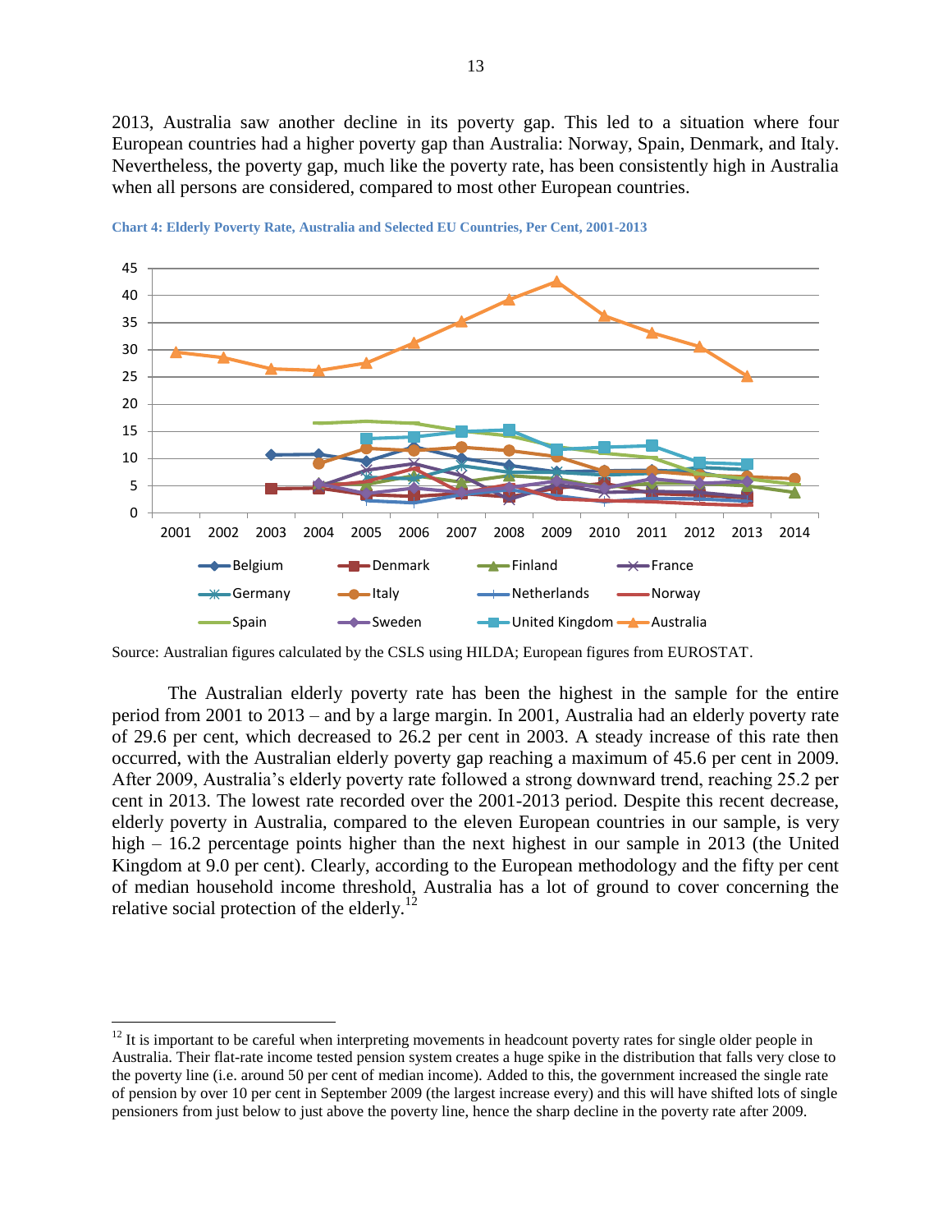2013, Australia saw another decline in its poverty gap. This led to a situation where four European countries had a higher poverty gap than Australia: Norway, Spain, Denmark, and Italy. Nevertheless, the poverty gap, much like the poverty rate, has been consistently high in Australia when all persons are considered, compared to most other European countries.

**Chart 4: Elderly Poverty Rate, Australia and Selected EU Countries, Per Cent, 2001-2013**

Source: Australian figures calculated by the CSLS using HILDA; European figures from EUROSTAT.

The Australian elderly poverty rate has been the highest in the sample for the entire period from 2001 to 2013 – and by a large margin. In 2001, Australia had an elderly poverty rate of 29.6 per cent, which decreased to 26.2 per cent in 2003. A steady increase of this rate then occurred, with the Australian elderly poverty gap reaching a maximum of 45.6 per cent in 2009. After 2009, Australia's elderly poverty rate followed a strong downward trend, reaching 25.2 per cent in 2013. The lowest rate recorded over the 2001-2013 period. Despite this recent decrease, elderly poverty in Australia, compared to the eleven European countries in our sample, is very high – 16.2 percentage points higher than the next highest in our sample in 2013 (the United Kingdom at 9.0 per cent). Clearly, according to the European methodology and the fifty per cent of median household income threshold, Australia has a lot of ground to cover concerning the relative social protection of the elderly.[12]

[12] It is important to be careful when interpreting movements in headcount poverty rates for single older people in Australia. Their flat-rate income tested pension system creates a huge spike in the distribution that falls very close to the poverty line (i.e. around 50 per cent of median income). Added to this, the government increased the single rate of pension by over 10 per cent in September 2009 (the largest increase every) and this will have shifted lots of single pensioners from just below to just above the poverty line, hence the sharp decline in the poverty rate after 2009.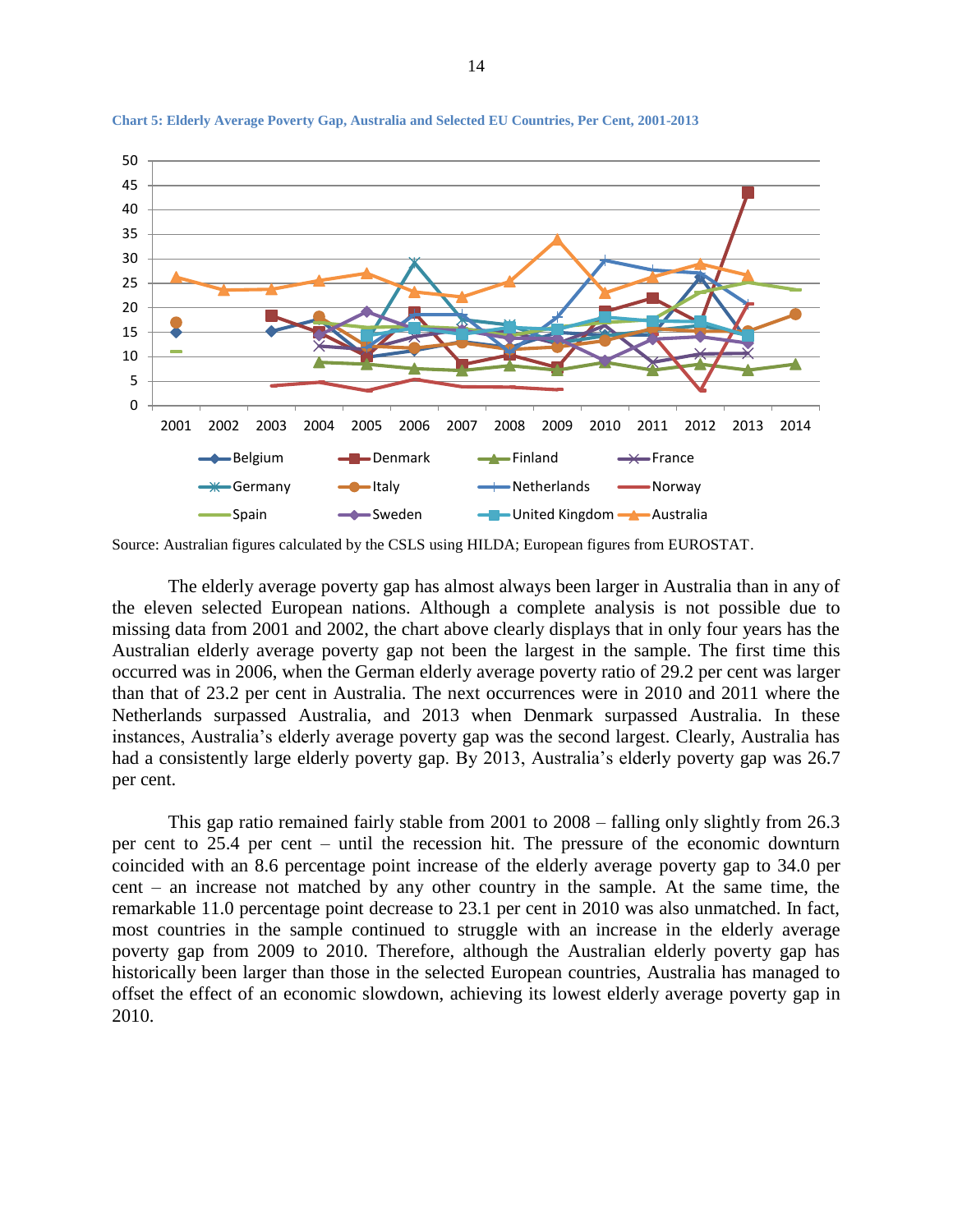**Chart 5: Elderly Average Poverty Gap, Australia and Selected EU Countries, Per Cent, 2001-2013**

Source: Australian figures calculated by the CSLS using HILDA; European figures from EUROSTAT.

The elderly average poverty gap has almost always been larger in Australia than in any of the eleven selected European nations. Although a complete analysis is not possible due to missing data from 2001 and 2002, the chart above clearly displays that in only four years has the Australian elderly average poverty gap not been the largest in the sample. The first time this occurred was in 2006, when the German elderly average poverty ratio of 29.2 per cent was larger than that of 23.2 per cent in Australia. The next occurrences were in 2010 and 2011 where the Netherlands surpassed Australia, and 2013 when Denmark surpassed Australia. In these instances, Australia's elderly average poverty gap was the second largest. Clearly, Australia has had a consistently large elderly poverty gap. By 2013, Australia's elderly poverty gap was 26.7 per cent.

This gap ratio remained fairly stable from 2001 to 2008 – falling only slightly from 26.3 per cent to 25.4 per cent – until the recession hit. The pressure of the economic downturn coincided with an 8.6 percentage point increase of the elderly average poverty gap to 34.0 per cent – an increase not matched by any other country in the sample. At the same time, the remarkable 11.0 percentage point decrease to 23.1 per cent in 2010 was also unmatched. In fact, most countries in the sample continued to struggle with an increase in the elderly average poverty gap from 2009 to 2010. Therefore, although the Australian elderly poverty gap has historically been larger than those in the selected European countries, Australia has managed to offset the effect of an economic slowdown, achieving its lowest elderly average poverty gap in 2010.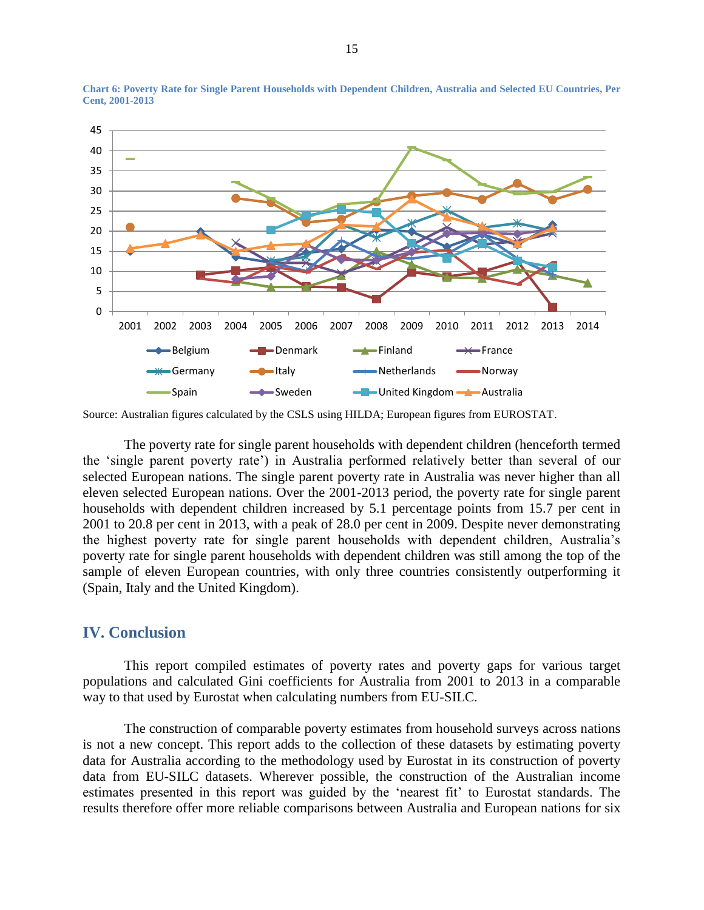**Chart 6: Poverty Rate for Single Parent Households with Dependent Children, Australia and Selected EU Countries, Per Cent, 2001-2013**

Source: Australian figures calculated by the CSLS using HILDA; European figures from EUROSTAT.

The poverty rate for single parent households with dependent children (henceforth termed the 'single parent poverty rate') in Australia performed relatively better than several of our selected European nations. The single parent poverty rate in Australia was never higher than all eleven selected European nations. Over the 2001-2013 period, the poverty rate for single parent households with dependent children increased by 5.1 percentage points from 15.7 per cent in 2001 to 20.8 per cent in 2013, with a peak of 28.0 per cent in 2009. Despite never demonstrating the highest poverty rate for single parent households with dependent children, Australia's poverty rate for single parent households with dependent children was still among the top of the sample of eleven European countries, with only three countries consistently outperforming it (Spain, Italy and the United Kingdom).

## IV. Conclusion

This report compiled estimates of poverty rates and poverty gaps for various target populations and calculated Gini coefficients for Australia from 2001 to 2013 in a comparable way to that used by Eurostat when calculating numbers from EU-SILC.

The construction of comparable poverty estimates from household surveys across nations is not a new concept. This report adds to the collection of these datasets by estimating poverty data for Australia according to the methodology used by Eurostat in its construction of poverty data from EU-SILC datasets. Wherever possible, the construction of the Australian income estimates presented in this report was guided by the 'nearest fit' to Eurostat standards. The results therefore offer more reliable comparisons between Australia and European nations for six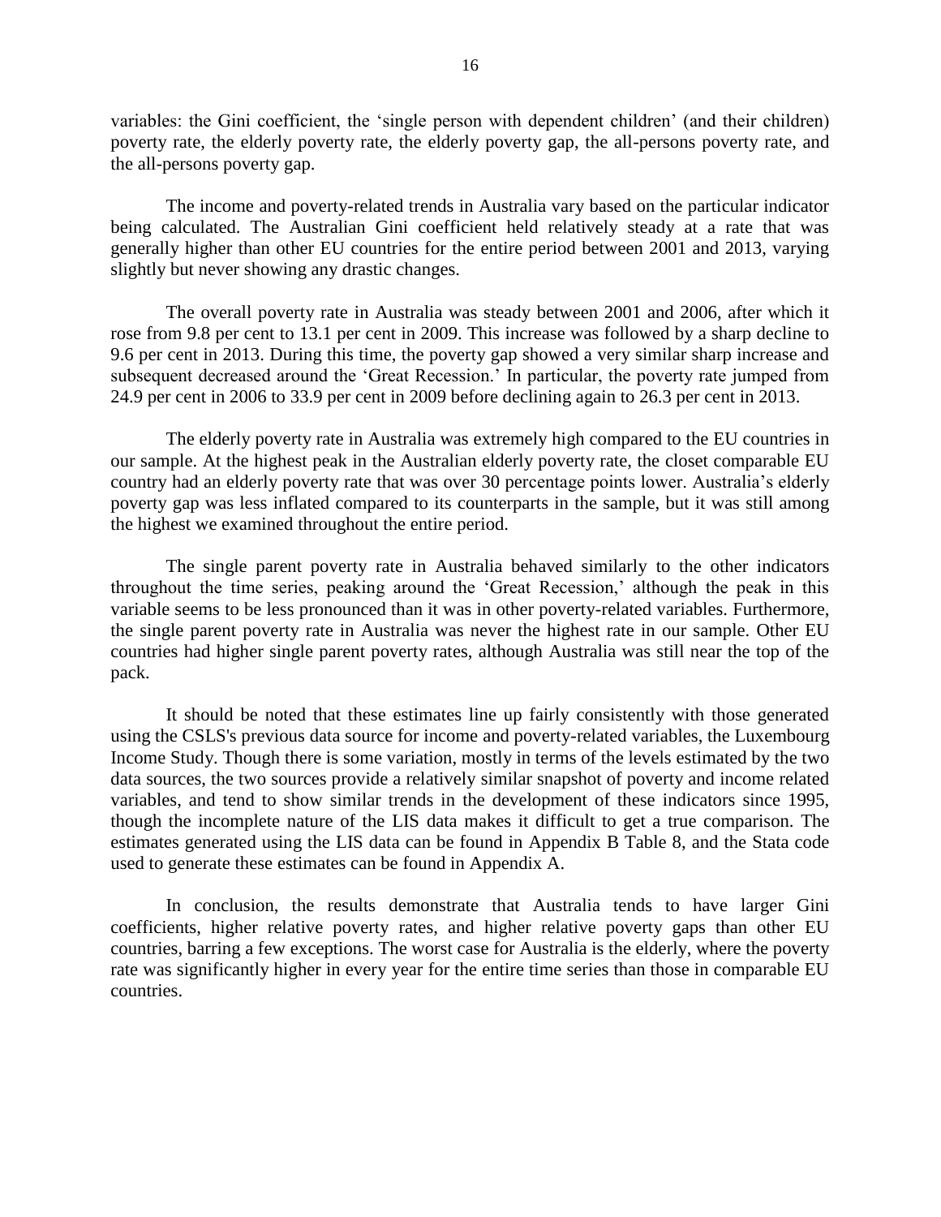variables: the Gini coefficient, the 'single person with dependent children' (and their children) poverty rate, the elderly poverty rate, the elderly poverty gap, the all-persons poverty rate, and the all-persons poverty gap.

The income and poverty-related trends in Australia vary based on the particular indicator being calculated. The Australian Gini coefficient held relatively steady at a rate that was generally higher than other EU countries for the entire period between 2001 and 2013, varying slightly but never showing any drastic changes.

The overall poverty rate in Australia was steady between 2001 and 2006, after which it rose from 9.8 per cent to 13.1 per cent in 2009. This increase was followed by a sharp decline to 9.6 per cent in 2013. During this time, the poverty gap showed a very similar sharp increase and subsequent decreased around the 'Great Recession.' In particular, the poverty rate jumped from 24.9 per cent in 2006 to 33.9 per cent in 2009 before declining again to 26.3 per cent in 2013.

The elderly poverty rate in Australia was extremely high compared to the EU countries in our sample. At the highest peak in the Australian elderly poverty rate, the closet comparable EU country had an elderly poverty rate that was over 30 percentage points lower. Australia's elderly poverty gap was less inflated compared to its counterparts in the sample, but it was still among the highest we examined throughout the entire period.

The single parent poverty rate in Australia behaved similarly to the other indicators throughout the time series, peaking around the 'Great Recession,' although the peak in this variable seems to be less pronounced than it was in other poverty-related variables. Furthermore, the single parent poverty rate in Australia was never the highest rate in our sample. Other EU countries had higher single parent poverty rates, although Australia was still near the top of the pack.

It should be noted that these estimates line up fairly consistently with those generated using the CSLS's previous data source for income and poverty-related variables, the Luxembourg Income Study. Though there is some variation, mostly in terms of the levels estimated by the two data sources, the two sources provide a relatively similar snapshot of poverty and income related variables, and tend to show similar trends in the development of these indicators since 1995, though the incomplete nature of the LIS data makes it difficult to get a true comparison. The estimates generated using the LIS data can be found in Appendix B Table 8, and the Stata code used to generate these estimates can be found in Appendix A.

In conclusion, the results demonstrate that Australia tends to have larger Gini coefficients, higher relative poverty rates, and higher relative poverty gaps than other EU countries, barring a few exceptions. The worst case for Australia is the elderly, where the poverty rate was significantly higher in every year for the entire time series than those in comparable EU countries.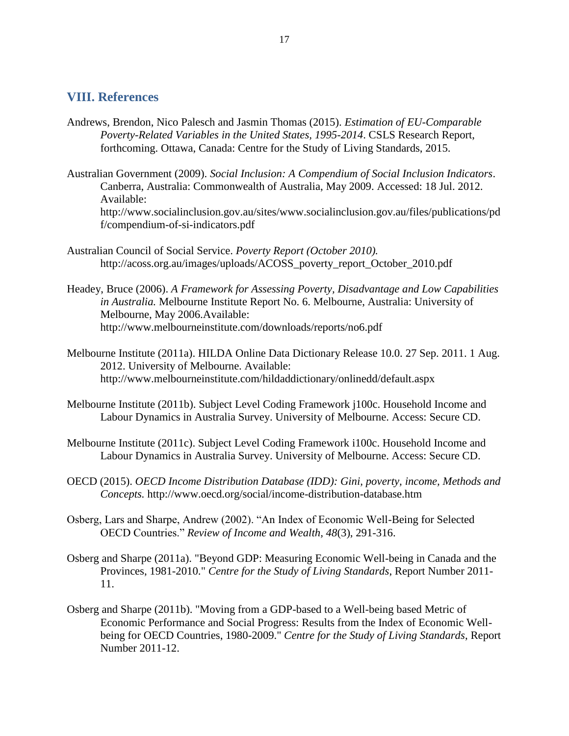## VIII. References

Andrews, Brendon, Nico Palesch and Jasmin Thomas (2015). *Estimation of EU-Comparable Poverty-Related Variables in the United States, 1995-2014*. CSLS Research Report, forthcoming. Ottawa, Canada: Centre for the Study of Living Standards, 2015.

Australian Government (2009). *Social Inclusion: A Compendium of Social Inclusion Indicators*. Canberra, Australia: Commonwealth of Australia, May 2009. Accessed: 18 Jul. 2012. Available: http://www.socialinclusion.gov.au/sites/www.socialinclusion.gov.au/files/publications/pdf/compendium-of-si-indicators.pdf

Australian Council of Social Service. *Poverty Report (October 2010).* http://acoss.org.au/images/uploads/ACOSS_poverty_report_October_2010.pdf

Headey, Bruce (2006). *A Framework for Assessing Poverty, Disadvantage and Low Capabilities in Australia.* Melbourne Institute Report No. 6. Melbourne, Australia: University of Melbourne, May 2006.Available: http://www.melbourneinstitute.com/downloads/reports/no6.pdf

Melbourne Institute (2011a). HILDA Online Data Dictionary Release 10.0. 27 Sep. 2011. 1 Aug. 2012. University of Melbourne. Available: http://www.melbourneinstitute.com/hildaddictionary/onlinedd/default.aspx

Melbourne Institute (2011b). Subject Level Coding Framework j100c. Household Income and Labour Dynamics in Australia Survey. University of Melbourne. Access: Secure CD.

Melbourne Institute (2011c). Subject Level Coding Framework i100c. Household Income and Labour Dynamics in Australia Survey. University of Melbourne. Access: Secure CD.

OECD (2015). *OECD Income Distribution Database (IDD): Gini, poverty, income, Methods and Concepts.* http://www.oecd.org/social/income-distribution-database.htm

Osberg, Lars and Sharpe, Andrew (2002). "An Index of Economic Well-Being for Selected OECD Countries." *Review of Income and Wealth*, *48*(3), 291-316.

Osberg and Sharpe (2011a). "Beyond GDP: Measuring Economic Well-being in Canada and the Provinces, 1981-2010." *Centre for the Study of Living Standards*, Report Number 2011-11.

Osberg and Sharpe (2011b). "Moving from a GDP-based to a Well-being based Metric of Economic Performance and Social Progress: Results from the Index of Economic Well-being for OECD Countries, 1980-2009." *Centre for the Study of Living Standards*, Report Number 2011-12.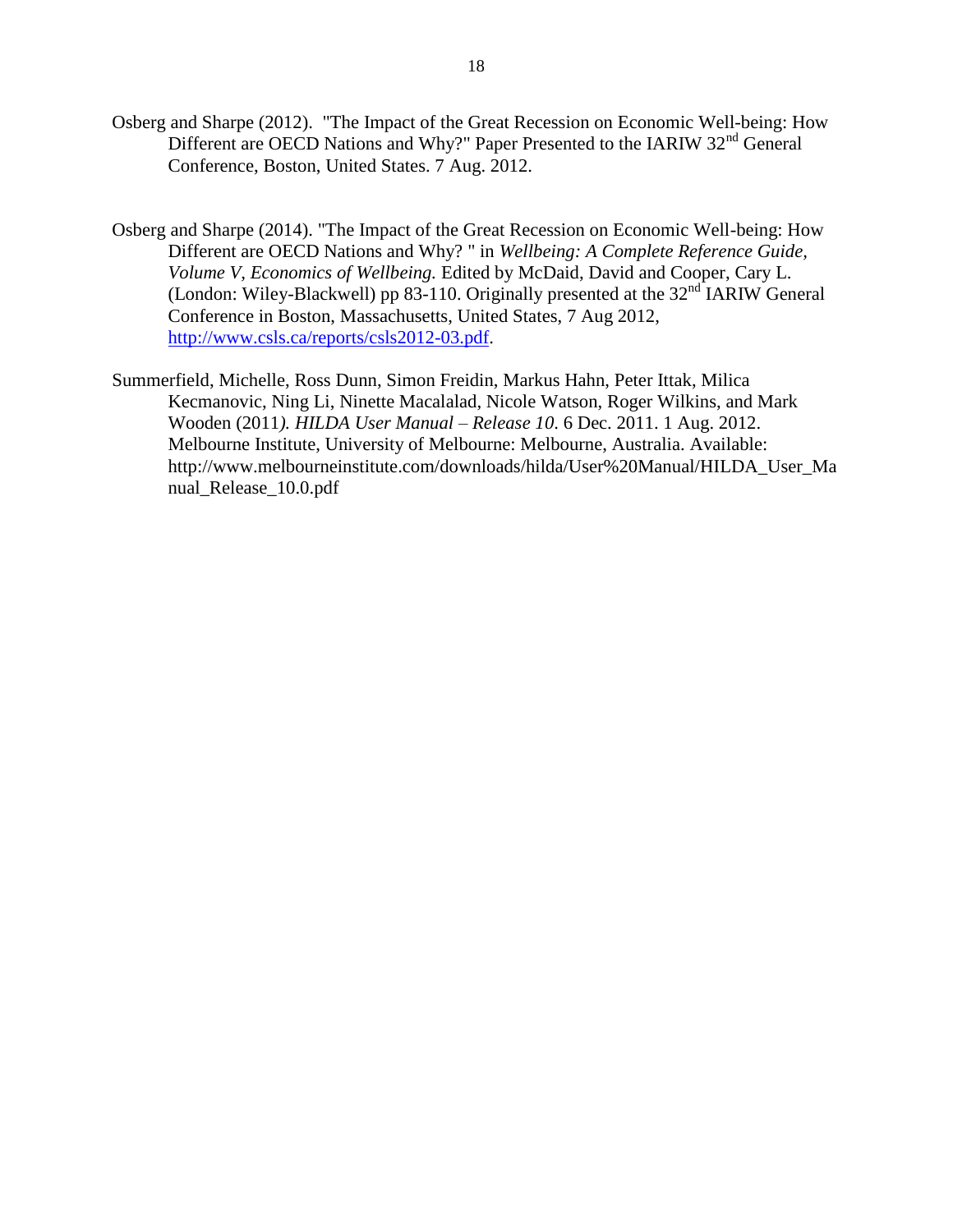Osberg and Sharpe (2012). "The Impact of the Great Recession on Economic Well-being: How Different are OECD Nations and Why?" Paper Presented to the IARIW 32nd General Conference, Boston, United States. 7 Aug. 2012.

Osberg and Sharpe (2014). "The Impact of the Great Recession on Economic Well-being: How Different are OECD Nations and Why? " in *Wellbeing: A Complete Reference Guide, Volume V, Economics of Wellbeing.* Edited by McDaid, David and Cooper, Cary L. (London: Wiley-Blackwell) pp 83-110. Originally presented at the 32nd IARIW General Conference in Boston, Massachusetts, United States, 7 Aug 2012, http://www.csls.ca/reports/csls2012-03.pdf.

Summerfield, Michelle, Ross Dunn, Simon Freidin, Markus Hahn, Peter Ittak, Milica Kecmanovic, Ning Li, Ninette Macalalad, Nicole Watson, Roger Wilkins, and Mark Wooden (2011*). HILDA User Manual – Release 10*. 6 Dec. 2011. 1 Aug. 2012. Melbourne Institute, University of Melbourne: Melbourne, Australia. Available: http://www.melbourneinstitute.com/downloads/hilda/User%20Manual/HILDA_User_Manual_Release_10.0.pdf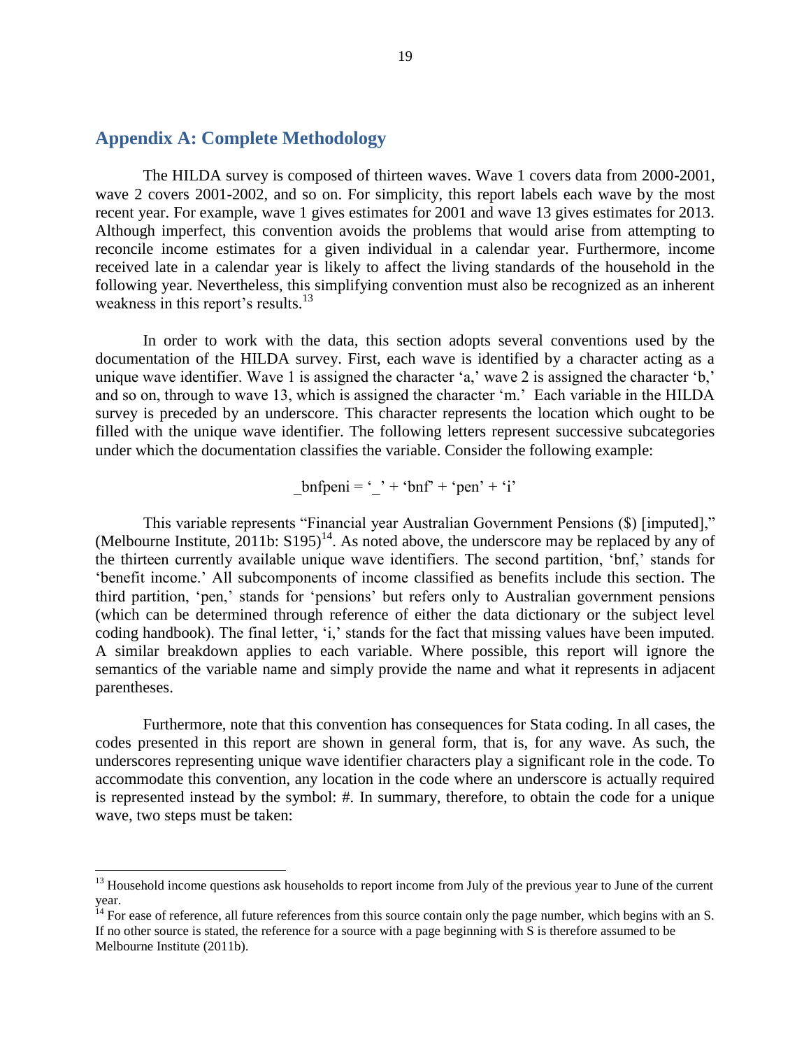## Appendix A: Complete Methodology

The HILDA survey is composed of thirteen waves. Wave 1 covers data from 2000-2001, wave 2 covers 2001-2002, and so on. For simplicity, this report labels each wave by the most recent year. For example, wave 1 gives estimates for 2001 and wave 13 gives estimates for 2013. Although imperfect, this convention avoids the problems that would arise from attempting to reconcile income estimates for a given individual in a calendar year. Furthermore, income received late in a calendar year is likely to affect the living standards of the household in the following year. Nevertheless, this simplifying convention must also be recognized as an inherent weakness in this report's results.[13]

In order to work with the data, this section adopts several conventions used by the documentation of the HILDA survey. First, each wave is identified by a character acting as a unique wave identifier. Wave 1 is assigned the character 'a,' wave 2 is assigned the character 'b,' and so on, through to wave 13, which is assigned the character 'm.' Each variable in the HILDA survey is preceded by an underscore. This character represents the location which ought to be filled with the unique wave identifier. The following letters represent successive subcategories under which the documentation classifies the variable. Consider the following example:

_bnfpeni = '_' + 'bnf' + 'pen' + 'i'

This variable represents "Financial year Australian Government Pensions ($) [imputed]," (Melbourne Institute, 2011b: S195)[14]. As noted above, the underscore may be replaced by any of the thirteen currently available unique wave identifiers. The second partition, 'bnf,' stands for 'benefit income.' All subcomponents of income classified as benefits include this section. The third partition, 'pen,' stands for 'pensions' but refers only to Australian government pensions (which can be determined through reference of either the data dictionary or the subject level coding handbook). The final letter, 'i,' stands for the fact that missing values have been imputed. A similar breakdown applies to each variable. Where possible, this report will ignore the semantics of the variable name and simply provide the name and what it represents in adjacent parentheses.

Furthermore, note that this convention has consequences for Stata coding. In all cases, the codes presented in this report are shown in general form, that is, for any wave. As such, the underscores representing unique wave identifier characters play a significant role in the code. To accommodate this convention, any location in the code where an underscore is actually required is represented instead by the symbol: #. In summary, therefore, to obtain the code for a unique wave, two steps must be taken:

---

[13] Household income questions ask households to report income from July of the previous year to June of the current year.

[14] For ease of reference, all future references from this source contain only the page number, which begins with an S. If no other source is stated, the reference for a source with a page beginning with S is therefore assumed to be Melbourne Institute (2011b).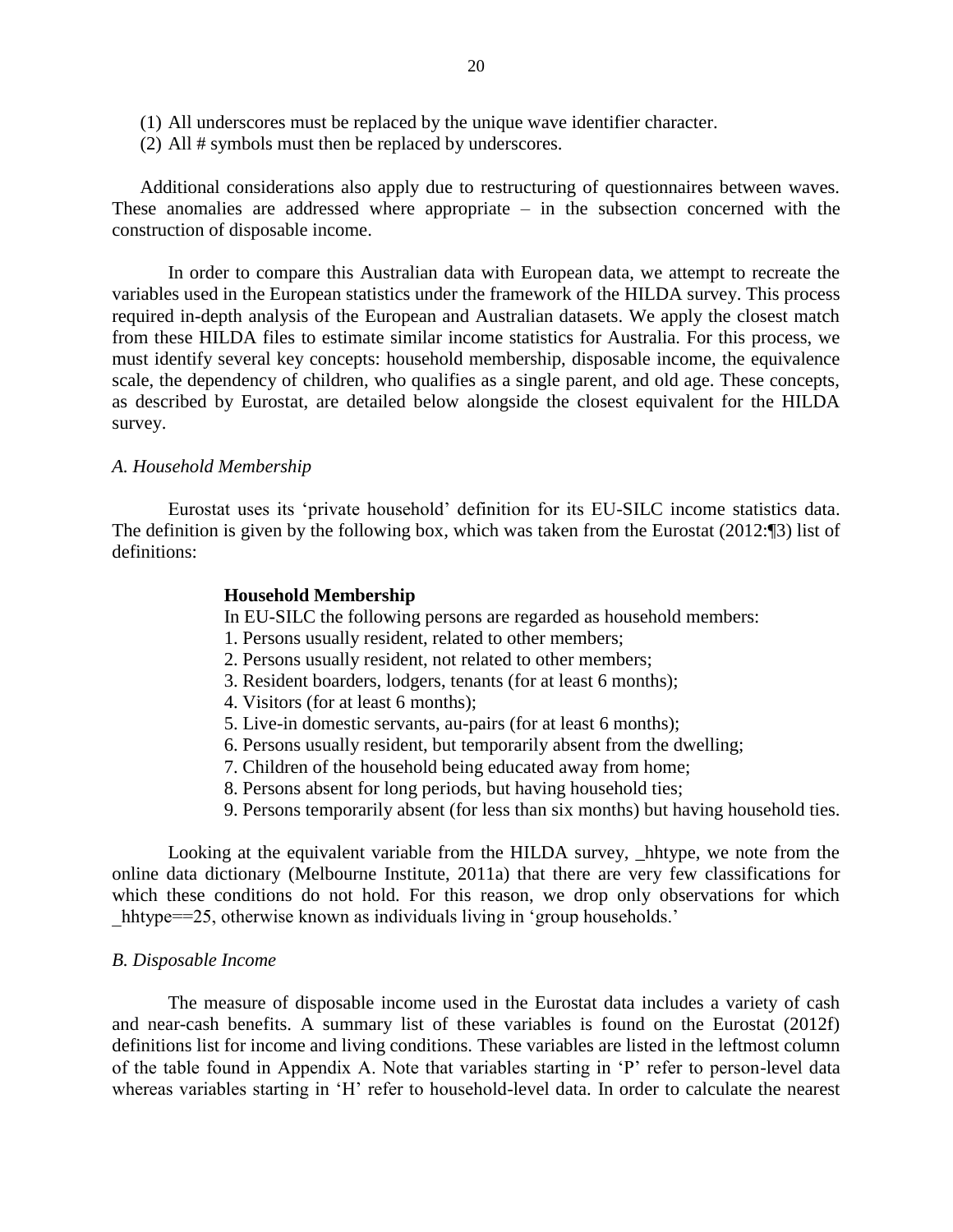(1) All underscores must be replaced by the unique wave identifier character.
(2) All # symbols must then be replaced by underscores.

Additional considerations also apply due to restructuring of questionnaires between waves. These anomalies are addressed where appropriate – in the subsection concerned with the construction of disposable income.

In order to compare this Australian data with European data, we attempt to recreate the variables used in the European statistics under the framework of the HILDA survey. This process required in-depth analysis of the European and Australian datasets. We apply the closest match from these HILDA files to estimate similar income statistics for Australia. For this process, we must identify several key concepts: household membership, disposable income, the equivalence scale, the dependency of children, who qualifies as a single parent, and old age. These concepts, as described by Eurostat, are detailed below alongside the closest equivalent for the HILDA survey.

### *A. Household Membership*

Eurostat uses its 'private household' definition for its EU-SILC income statistics data. The definition is given by the following box, which was taken from the Eurostat (2012:¶3) list of definitions:

> **Household Membership**
>
> In EU-SILC the following persons are regarded as household members:
> 1. Persons usually resident, related to other members;
> 2. Persons usually resident, not related to other members;
> 3. Resident boarders, lodgers, tenants (for at least 6 months);
> 4. Visitors (for at least 6 months);
> 5. Live-in domestic servants, au-pairs (for at least 6 months);
> 6. Persons usually resident, but temporarily absent from the dwelling;
> 7. Children of the household being educated away from home;
> 8. Persons absent for long periods, but having household ties;
> 9. Persons temporarily absent (for less than six months) but having household ties.

Looking at the equivalent variable from the HILDA survey, _hhtype, we note from the online data dictionary (Melbourne Institute, 2011a) that there are very few classifications for which these conditions do not hold. For this reason, we drop only observations for which _hhtype==25, otherwise known as individuals living in 'group households.'

### *B. Disposable Income*

The measure of disposable income used in the Eurostat data includes a variety of cash and near-cash benefits. A summary list of these variables is found on the Eurostat (2012f) definitions list for income and living conditions. These variables are listed in the leftmost column of the table found in Appendix A. Note that variables starting in 'P' refer to person-level data whereas variables starting in 'H' refer to household-level data. In order to calculate the nearest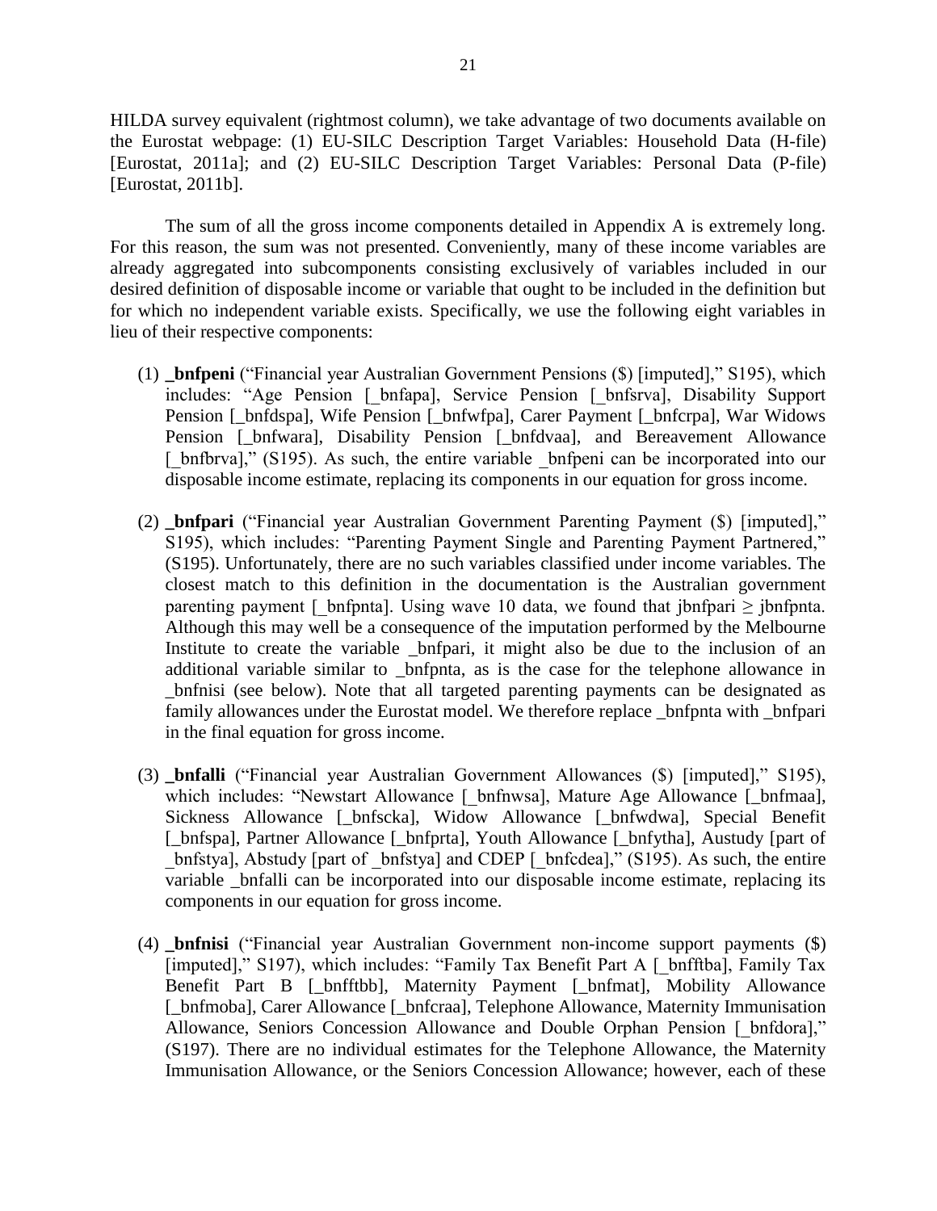HILDA survey equivalent (rightmost column), we take advantage of two documents available on the Eurostat webpage: (1) EU-SILC Description Target Variables: Household Data (H-file) [Eurostat, 2011a]; and (2) EU-SILC Description Target Variables: Personal Data (P-file) [Eurostat, 2011b].

The sum of all the gross income components detailed in Appendix A is extremely long. For this reason, the sum was not presented. Conveniently, many of these income variables are already aggregated into subcomponents consisting exclusively of variables included in our desired definition of disposable income or variable that ought to be included in the definition but for which no independent variable exists. Specifically, we use the following eight variables in lieu of their respective components:

1. **_bnfpeni** ("Financial year Australian Government Pensions ($) [imputed]," S195), which includes: "Age Pension [_bnfapa], Service Pension [_bnfsrva], Disability Support Pension [_bnfdspa], Wife Pension [_bnfwfpa], Carer Payment [_bnfcrpa], War Widows Pension [_bnfwara], Disability Pension [_bnfdvaa], and Bereavement Allowance [_bnfbrva]," (S195). As such, the entire variable _bnfpeni can be incorporated into our disposable income estimate, replacing its components in our equation for gross income.

2. **_bnfpari** ("Financial year Australian Government Parenting Payment ($) [imputed]," S195), which includes: "Parenting Payment Single and Parenting Payment Partnered," (S195). Unfortunately, there are no such variables classified under income variables. The closest match to this definition in the documentation is the Australian government parenting payment [_bnfpnta]. Using wave 10 data, we found that jbnfpari ≥ jbnfpnta. Although this may well be a consequence of the imputation performed by the Melbourne Institute to create the variable _bnfpari, it might also be due to the inclusion of an additional variable similar to _bnfpnta, as is the case for the telephone allowance in _bnfnisi (see below). Note that all targeted parenting payments can be designated as family allowances under the Eurostat model. We therefore replace _bnfpnta with _bnfpari in the final equation for gross income.

3. **_bnfalli** ("Financial year Australian Government Allowances ($) [imputed]," S195), which includes: "Newstart Allowance [_bnfnwsa], Mature Age Allowance [_bnfmaa], Sickness Allowance [_bnfscka], Widow Allowance [_bnfwdwa], Special Benefit [_bnfspa], Partner Allowance [_bnfprta], Youth Allowance [_bnfytha], Austudy [part of _bnfstya], Abstudy [part of _bnfstya] and CDEP [_bnfcdea]," (S195). As such, the entire variable _bnfalli can be incorporated into our disposable income estimate, replacing its components in our equation for gross income.

4. **_bnfnisi** ("Financial year Australian Government non-income support payments ($) [imputed]," S197), which includes: "Family Tax Benefit Part A [_bnfftba], Family Tax Benefit Part B [_bnfftbb], Maternity Payment [_bnfmat], Mobility Allowance [_bnfmoba], Carer Allowance [_bnfcraa], Telephone Allowance, Maternity Immunisation Allowance, Seniors Concession Allowance and Double Orphan Pension [_bnfdora]," (S197). There are no individual estimates for the Telephone Allowance, the Maternity Immunisation Allowance, or the Seniors Concession Allowance; however, each of these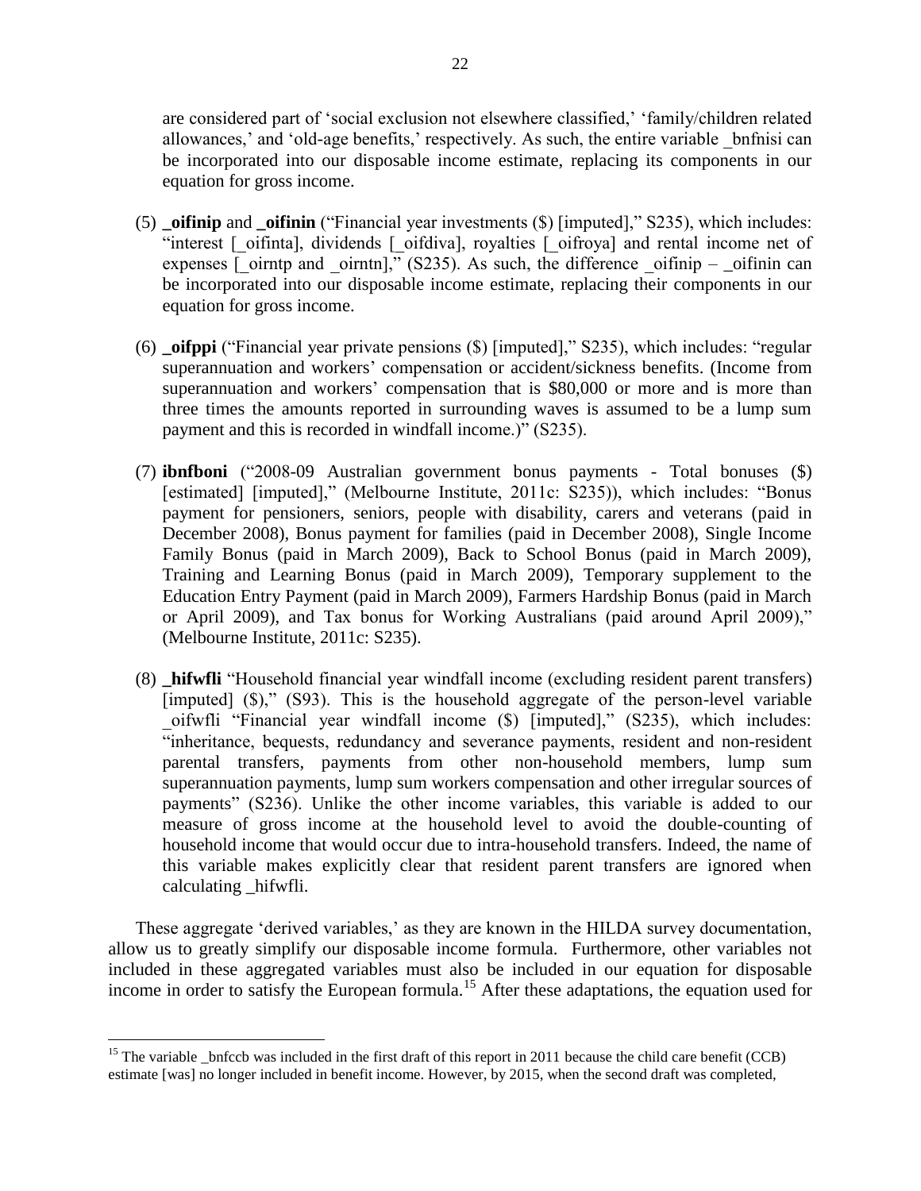are considered part of 'social exclusion not elsewhere classified,' 'family/children related allowances,' and 'old-age benefits,' respectively. As such, the entire variable _bnfnisi can be incorporated into our disposable income estimate, replacing its components in our equation for gross income.

(5) **_oifinip** and **_oifinin** ("Financial year investments ($) [imputed]," S235), which includes: "interest [_oifinta], dividends [_oifdiva], royalties [_oifroya] and rental income net of expenses [_oirntp and _oirntn]," (S235). As such, the difference _oifinip – _oifinin can be incorporated into our disposable income estimate, replacing their components in our equation for gross income.

(6) **_oifppi** ("Financial year private pensions ($) [imputed]," S235), which includes: "regular superannuation and workers' compensation or accident/sickness benefits. (Income from superannuation and workers' compensation that is $80,000 or more and is more than three times the amounts reported in surrounding waves is assumed to be a lump sum payment and this is recorded in windfall income.)" (S235).

(7) **ibnfboni** ("2008-09 Australian government bonus payments - Total bonuses ($) [estimated] [imputed]," (Melbourne Institute, 2011c: S235)), which includes: "Bonus payment for pensioners, seniors, people with disability, carers and veterans (paid in December 2008), Bonus payment for families (paid in December 2008), Single Income Family Bonus (paid in March 2009), Back to School Bonus (paid in March 2009), Training and Learning Bonus (paid in March 2009), Temporary supplement to the Education Entry Payment (paid in March 2009), Farmers Hardship Bonus (paid in March or April 2009), and Tax bonus for Working Australians (paid around April 2009)," (Melbourne Institute, 2011c: S235).

(8) **_hifwfli** "Household financial year windfall income (excluding resident parent transfers) [imputed] ($)," (S93). This is the household aggregate of the person-level variable _oifwfli "Financial year windfall income ($) [imputed]," (S235), which includes: "inheritance, bequests, redundancy and severance payments, resident and non-resident parental transfers, payments from other non-household members, lump sum superannuation payments, lump sum workers compensation and other irregular sources of payments" (S236). Unlike the other income variables, this variable is added to our measure of gross income at the household level to avoid the double-counting of household income that would occur due to intra-household transfers. Indeed, the name of this variable makes explicitly clear that resident parent transfers are ignored when calculating _hifwfli.

These aggregate 'derived variables,' as they are known in the HILDA survey documentation, allow us to greatly simplify our disposable income formula. Furthermore, other variables not included in these aggregated variables must also be included in our equation for disposable income in order to satisfy the European formula.[15] After these adaptations, the equation used for

[15] The variable _bnfccb was included in the first draft of this report in 2011 because the child care benefit (CCB) estimate [was] no longer included in benefit income. However, by 2015, when the second draft was completed,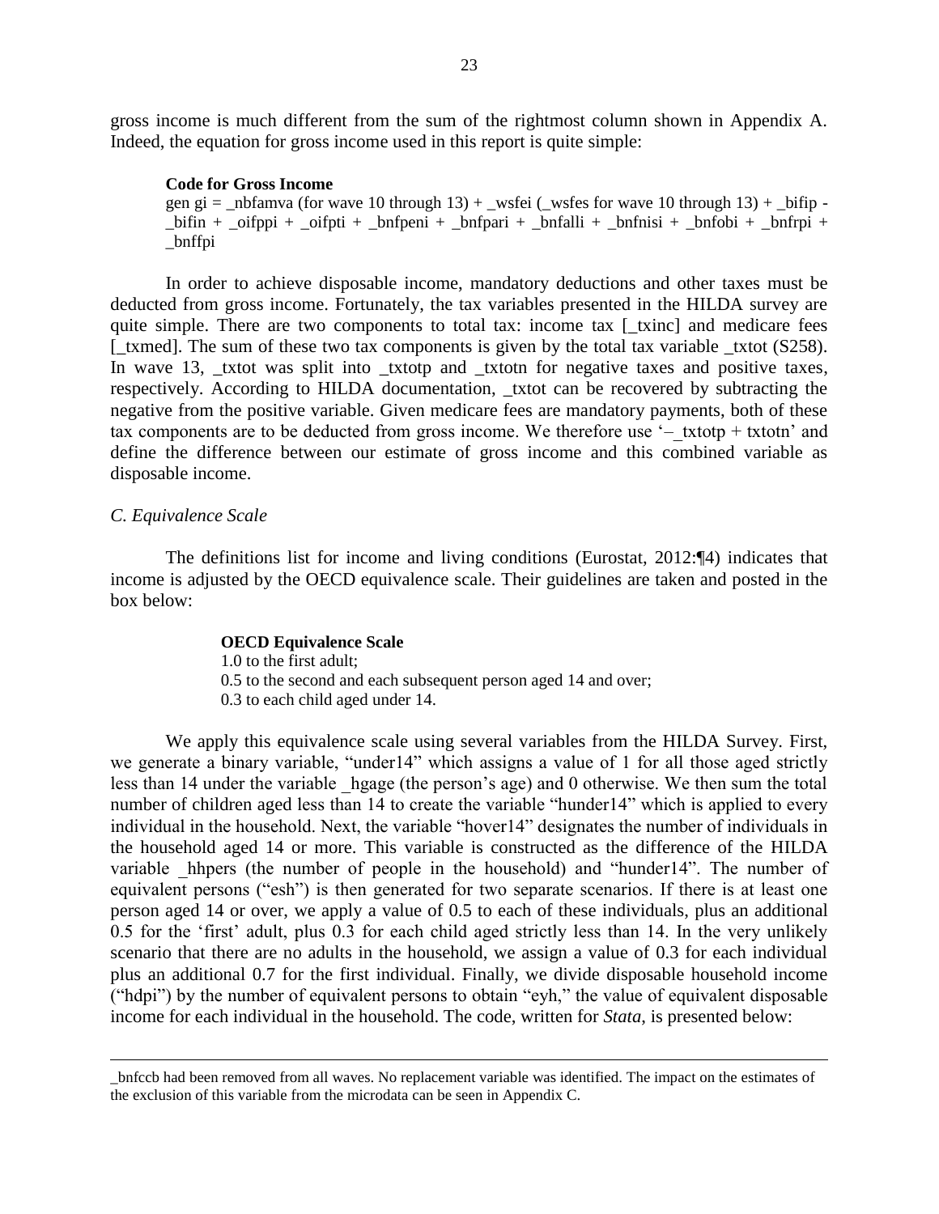gross income is much different from the sum of the rightmost column shown in Appendix A. Indeed, the equation for gross income used in this report is quite simple:

**Code for Gross Income**

gen gi = _nbfamva (for wave 10 through 13) + _wsfei (_wsfes for wave 10 through 13) + _bifip - _bifin + _oifppi + _oifpti + _bnfpeni + _bnfpari + _bnfalli + _bnfnisi + _bnfobi + _bnfrpi + _bnffpi

In order to achieve disposable income, mandatory deductions and other taxes must be deducted from gross income. Fortunately, the tax variables presented in the HILDA survey are quite simple. There are two components to total tax: income tax [_txinc] and medicare fees [_txmed]. The sum of these two tax components is given by the total tax variable _txtot (S258). In wave 13, _txtot was split into _txtotp and _txtotn for negative taxes and positive taxes, respectively. According to HILDA documentation, _txtot can be recovered by subtracting the negative from the positive variable. Given medicare fees are mandatory payments, both of these tax components are to be deducted from gross income. We therefore use '–_txtotp + txtotn' and define the difference between our estimate of gross income and this combined variable as disposable income.

### *C. Equivalence Scale*

The definitions list for income and living conditions (Eurostat, 2012:¶4) indicates that income is adjusted by the OECD equivalence scale. Their guidelines are taken and posted in the box below:

**OECD Equivalence Scale**

1.0 to the first adult;
0.5 to the second and each subsequent person aged 14 and over;
0.3 to each child aged under 14.

We apply this equivalence scale using several variables from the HILDA Survey. First, we generate a binary variable, "under14" which assigns a value of 1 for all those aged strictly less than 14 under the variable _hgage (the person's age) and 0 otherwise. We then sum the total number of children aged less than 14 to create the variable "hunder14" which is applied to every individual in the household. Next, the variable "hover14" designates the number of individuals in the household aged 14 or more. This variable is constructed as the difference of the HILDA variable _hhpers (the number of people in the household) and "hunder14". The number of equivalent persons ("esh") is then generated for two separate scenarios. If there is at least one person aged 14 or over, we apply a value of 0.5 to each of these individuals, plus an additional 0.5 for the 'first' adult, plus 0.3 for each child aged strictly less than 14. In the very unlikely scenario that there are no adults in the household, we assign a value of 0.3 for each individual plus an additional 0.7 for the first individual. Finally, we divide disposable household income ("hdpi") by the number of equivalent persons to obtain "eyh," the value of equivalent disposable income for each individual in the household. The code, written for *Stata*, is presented below:

---

_bnfccb had been removed from all waves. No replacement variable was identified. The impact on the estimates of the exclusion of this variable from the microdata can be seen in Appendix C.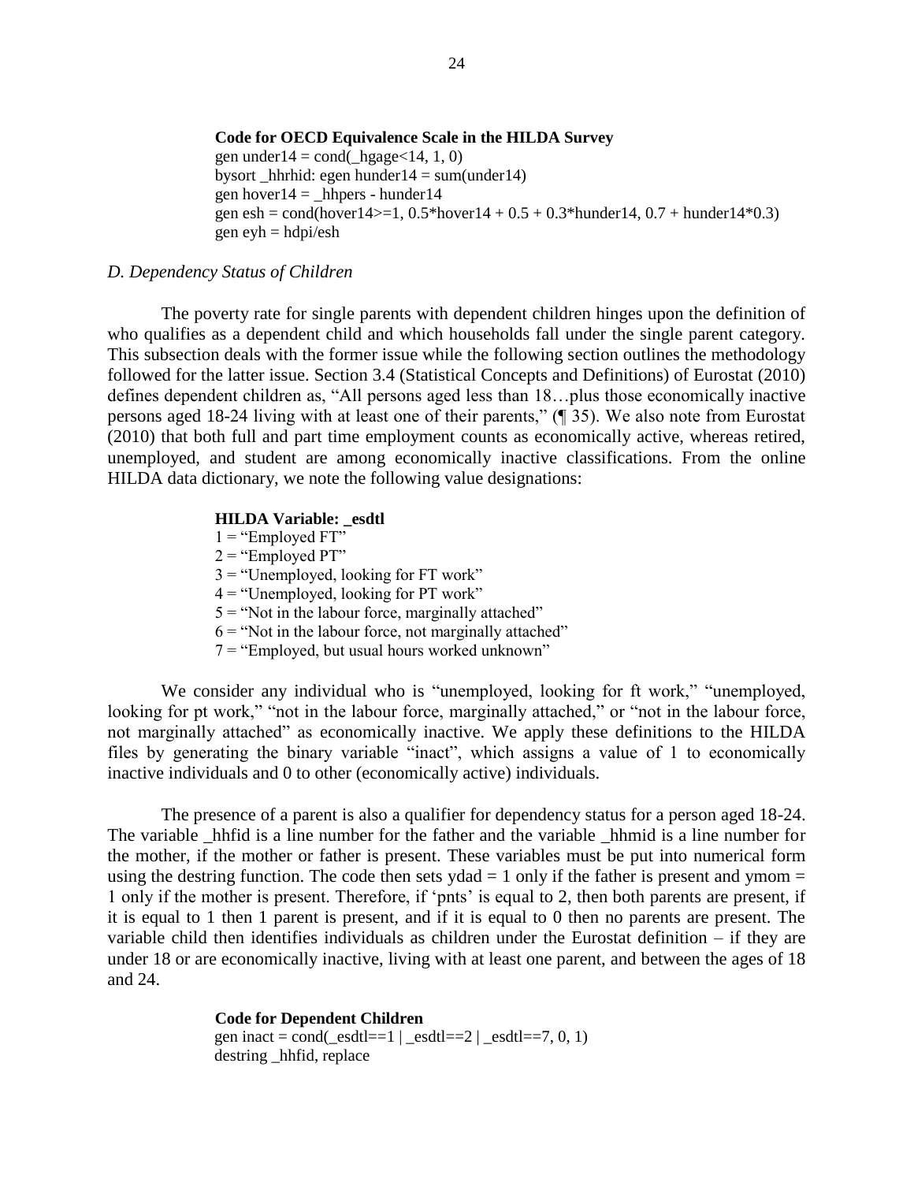**Code for OECD Equivalence Scale in the HILDA Survey**

```
gen under14 = cond(_hgage<14, 1, 0)
bysort _hhrhid: egen hunder14 = sum(under14)
gen hover14 = _hhpers - hunder14
gen esh = cond(hover14>=1, 0.5*hover14 + 0.5 + 0.3*hunder14, 0.7 + hunder14*0.3)
gen eyh = hdpi/esh
```

*D. Dependency Status of Children*

The poverty rate for single parents with dependent children hinges upon the definition of who qualifies as a dependent child and which households fall under the single parent category. This subsection deals with the former issue while the following section outlines the methodology followed for the latter issue. Section 3.4 (Statistical Concepts and Definitions) of Eurostat (2010) defines dependent children as, "All persons aged less than 18…plus those economically inactive persons aged 18-24 living with at least one of their parents," (¶ 35). We also note from Eurostat (2010) that both full and part time employment counts as economically active, whereas retired, unemployed, and student are among economically inactive classifications. From the online HILDA data dictionary, we note the following value designations:

**HILDA Variable: _esdtl**

1 = "Employed FT"
2 = "Employed PT"
3 = "Unemployed, looking for FT work"
4 = "Unemployed, looking for PT work"
5 = "Not in the labour force, marginally attached"
6 = "Not in the labour force, not marginally attached"
7 = "Employed, but usual hours worked unknown"

We consider any individual who is "unemployed, looking for ft work," "unemployed, looking for pt work," "not in the labour force, marginally attached," or "not in the labour force, not marginally attached" as economically inactive. We apply these definitions to the HILDA files by generating the binary variable "inact", which assigns a value of 1 to economically inactive individuals and 0 to other (economically active) individuals.

The presence of a parent is also a qualifier for dependency status for a person aged 18-24. The variable _hhfid is a line number for the father and the variable _hhmid is a line number for the mother, if the mother or father is present. These variables must be put into numerical form using the destring function. The code then sets ydad = 1 only if the father is present and ymom = 1 only if the mother is present. Therefore, if 'pnts' is equal to 2, then both parents are present, if it is equal to 1 then 1 parent is present, and if it is equal to 0 then no parents are present. The variable child then identifies individuals as children under the Eurostat definition – if they are under 18 or are economically inactive, living with at least one parent, and between the ages of 18 and 24.

**Code for Dependent Children**

```
gen inact = cond(_esdtl==1 | _esdtl==2 | _esdtl==7, 0, 1)
destring _hhfid, replace
```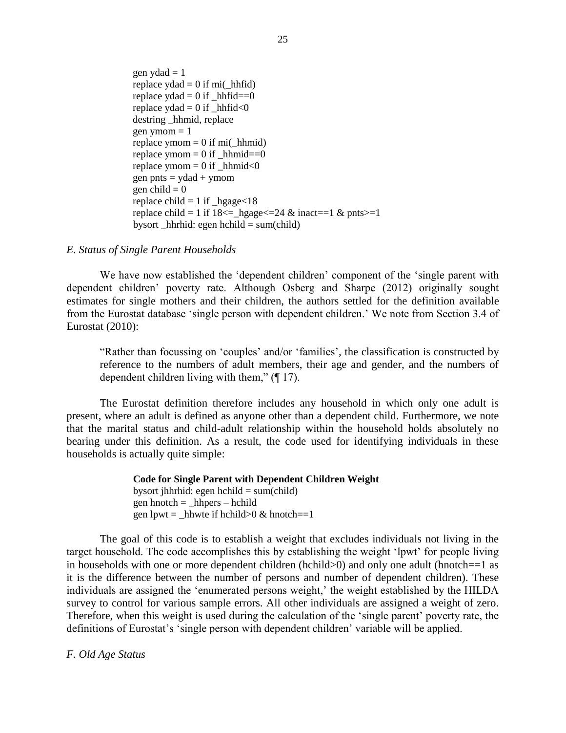```
gen ydad = 1
replace ydad = 0 if mi(_hhfid)
replace ydad = 0 if _hhfid==0
replace ydad = 0 if _hhfid<0
destring _hhmid, replace
gen ymom = 1
replace ymom = 0 if mi(_hhmid)
replace ymom = 0 if _hhmid==0
replace ymom = 0 if _hhmid<0
gen pnts = ydad + ymom
gen child = 0
replace child = 1 if _hgage<18
replace child = 1 if 18<=_hgage<=24 & inact==1 & pnts>=1
bysort _hhrhid: egen hchild = sum(child)
```

*E. Status of Single Parent Households*

We have now established the 'dependent children' component of the 'single parent with dependent children' poverty rate. Although Osberg and Sharpe (2012) originally sought estimates for single mothers and their children, the authors settled for the definition available from the Eurostat database 'single person with dependent children.' We note from Section 3.4 of Eurostat (2010):

> "Rather than focussing on 'couples' and/or 'families', the classification is constructed by reference to the numbers of adult members, their age and gender, and the numbers of dependent children living with them," (¶ 17).

The Eurostat definition therefore includes any household in which only one adult is present, where an adult is defined as anyone other than a dependent child. Furthermore, we note that the marital status and child-adult relationship within the household holds absolutely no bearing under this definition. As a result, the code used for identifying individuals in these households is actually quite simple:

**Code for Single Parent with Dependent Children Weight**

```
bysort jhhrhid: egen hchild = sum(child)
gen hnotch = _hhpers – hchild
gen lpwt = _hhwte if hchild>0 & hnotch==1
```

The goal of this code is to establish a weight that excludes individuals not living in the target household. The code accomplishes this by establishing the weight 'lpwt' for people living in households with one or more dependent children (hchild>0) and only one adult (hnotch==1 as it is the difference between the number of persons and number of dependent children). These individuals are assigned the 'enumerated persons weight,' the weight established by the HILDA survey to control for various sample errors. All other individuals are assigned a weight of zero. Therefore, when this weight is used during the calculation of the 'single parent' poverty rate, the definitions of Eurostat's 'single person with dependent children' variable will be applied.

*F. Old Age Status*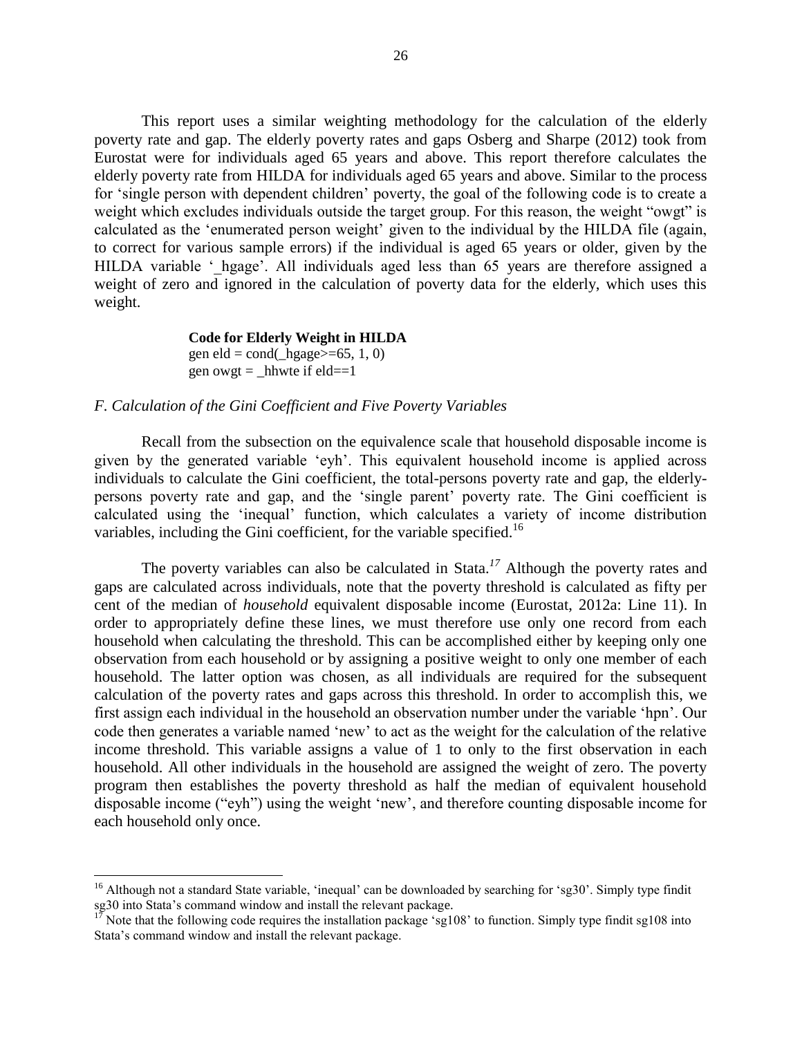This report uses a similar weighting methodology for the calculation of the elderly poverty rate and gap. The elderly poverty rates and gaps Osberg and Sharpe (2012) took from Eurostat were for individuals aged 65 years and above. This report therefore calculates the elderly poverty rate from HILDA for individuals aged 65 years and above. Similar to the process for 'single person with dependent children' poverty, the goal of the following code is to create a weight which excludes individuals outside the target group. For this reason, the weight "owgt" is calculated as the 'enumerated person weight' given to the individual by the HILDA file (again, to correct for various sample errors) if the individual is aged 65 years or older, given by the HILDA variable '_hgage'. All individuals aged less than 65 years are therefore assigned a weight of zero and ignored in the calculation of poverty data for the elderly, which uses this weight.

**Code for Elderly Weight in HILDA**

```
gen eld = cond(_hgage>=65, 1, 0)
gen owgt = _hhwte if eld==1
```

*F. Calculation of the Gini Coefficient and Five Poverty Variables*

Recall from the subsection on the equivalence scale that household disposable income is given by the generated variable 'eyh'. This equivalent household income is applied across individuals to calculate the Gini coefficient, the total-persons poverty rate and gap, the elderly-persons poverty rate and gap, and the 'single parent' poverty rate. The Gini coefficient is calculated using the 'inequal' function, which calculates a variety of income distribution variables, including the Gini coefficient, for the variable specified.[16]

The poverty variables can also be calculated in Stata.[17] Although the poverty rates and gaps are calculated across individuals, note that the poverty threshold is calculated as fifty per cent of the median of *household* equivalent disposable income (Eurostat, 2012a: Line 11). In order to appropriately define these lines, we must therefore use only one record from each household when calculating the threshold. This can be accomplished either by keeping only one observation from each household or by assigning a positive weight to only one member of each household. The latter option was chosen, as all individuals are required for the subsequent calculation of the poverty rates and gaps across this threshold. In order to accomplish this, we first assign each individual in the household an observation number under the variable 'hpn'. Our code then generates a variable named 'new' to act as the weight for the calculation of the relative income threshold. This variable assigns a value of 1 to only to the first observation in each household. All other individuals in the household are assigned the weight of zero. The poverty program then establishes the poverty threshold as half the median of equivalent household disposable income ("eyh") using the weight 'new', and therefore counting disposable income for each household only once.

---

[16] Although not a standard State variable, 'inequal' can be downloaded by searching for 'sg30'. Simply type findit sg30 into Stata's command window and install the relevant package.

[17] Note that the following code requires the installation package 'sg108' to function. Simply type findit sg108 into Stata's command window and install the relevant package.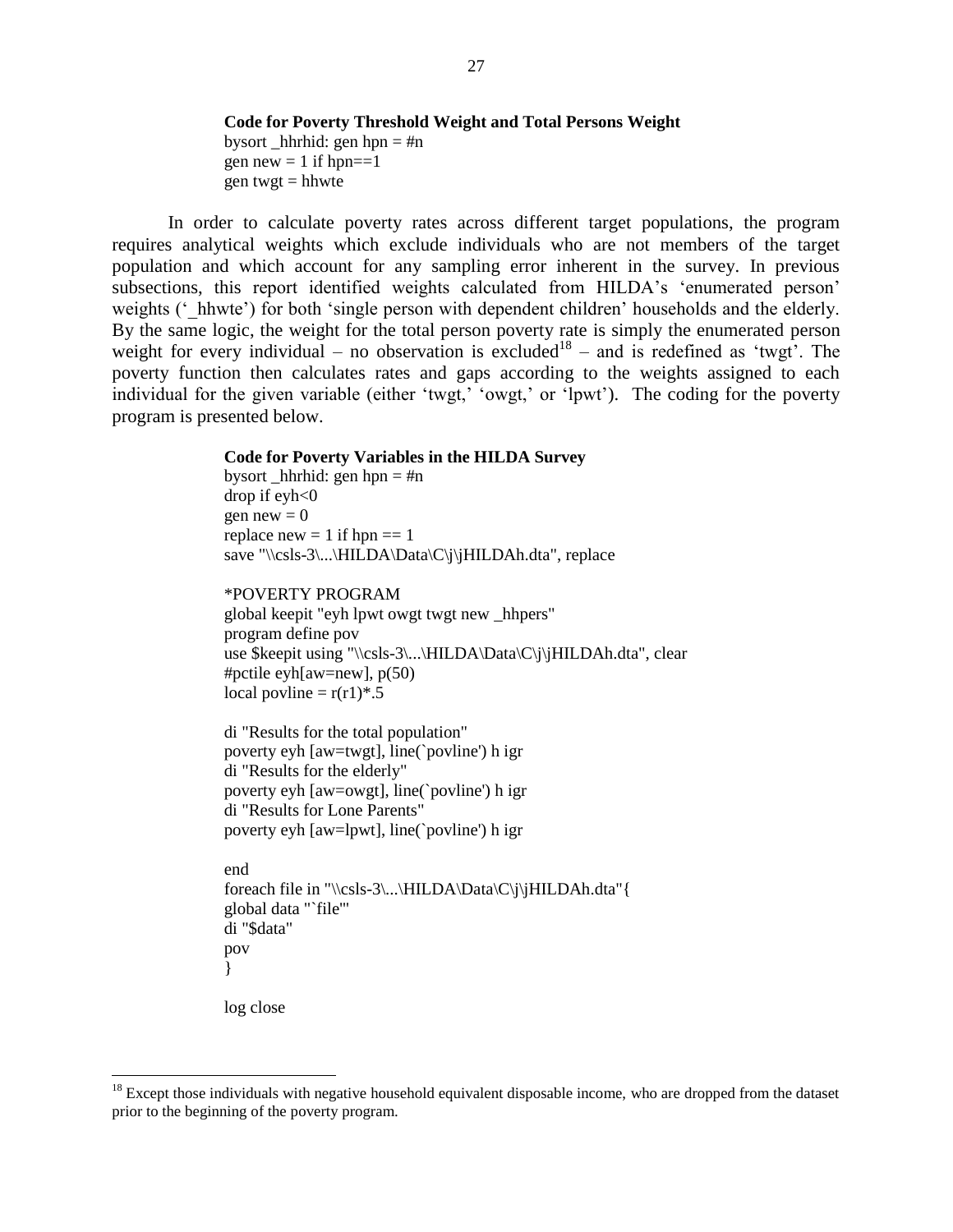**Code for Poverty Threshold Weight and Total Persons Weight**

```
bysort _hhrhid: gen hpn = #n
gen new = 1 if hpn==1
gen twgt = hhwte
```

In order to calculate poverty rates across different target populations, the program requires analytical weights which exclude individuals who are not members of the target population and which account for any sampling error inherent in the survey. In previous subsections, this report identified weights calculated from HILDA's 'enumerated person' weights ('_hhwte') for both 'single person with dependent children' households and the elderly. By the same logic, the weight for the total person poverty rate is simply the enumerated person weight for every individual – no observation is excluded[18] – and is redefined as 'twgt'. The poverty function then calculates rates and gaps according to the weights assigned to each individual for the given variable (either 'twgt,' 'owgt,' or 'lpwt'). The coding for the poverty program is presented below.

**Code for Poverty Variables in the HILDA Survey**

```
bysort _hhrhid: gen hpn = #n
drop if eyh<0
gen new = 0
replace new = 1 if hpn == 1
save "\\csls-3\...\HILDA\Data\C\j\jHILDAh.dta", replace

*POVERTY PROGRAM
global keepit "eyh lpwt owgt twgt new _hhpers"
program define pov
use $keepit using "\\csls-3\...\HILDA\Data\C\j\jHILDAh.dta", clear
#pctile eyh[aw=new], p(50)
local povline = r(r1)*.5

di "Results for the total population"
poverty eyh [aw=twgt], line(`povline') h igr
di "Results for the elderly"
poverty eyh [aw=owgt], line(`povline') h igr
di "Results for Lone Parents"
poverty eyh [aw=lpwt], line(`povline') h igr

end
foreach file in "\\csls-3\...\HILDA\Data\C\j\jHILDAh.dta"{
global data "`file'"
di "$data"
pov
}

log close
```

[18] Except those individuals with negative household equivalent disposable income, who are dropped from the dataset prior to the beginning of the poverty program.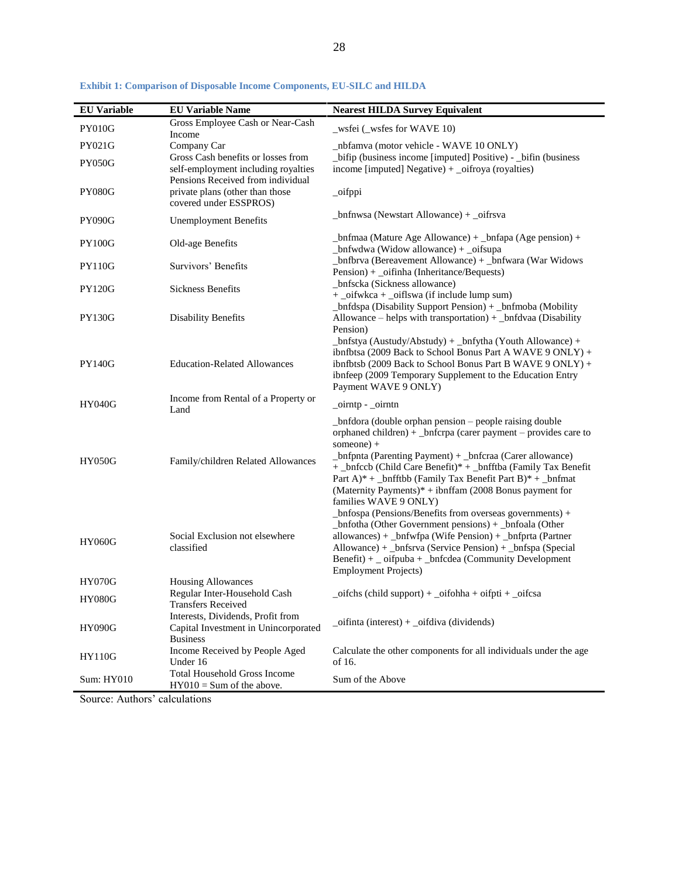**Exhibit 1: Comparison of Disposable Income Components, EU-SILC and HILDA**

| EU Variable | EU Variable Name | Nearest HILDA Survey Equivalent |
|---|---|---|
| PY010G | Gross Employee Cash or Near-Cash Income | _wsfei (_wsfes for WAVE 10) |
| PY021G | Company Car | _nbfamva (motor vehicle - WAVE 10 ONLY) |
| PY050G | Gross Cash benefits or losses from self-employment including royalties | _bifip (business income [imputed] Positive) - _bifin (business income [imputed] Negative) + _oifroya (royalties) |
| PY080G | Pensions Received from individual private plans (other than those covered under ESSPROS) | _oifppi |
| PY090G | Unemployment Benefits | _bnfnwsa (Newstart Allowance) + _oifrsva |
| PY100G | Old-age Benefits | _bnfmaa (Mature Age Allowance) + _bnfapa (Age pension) + _bnfwdwa (Widow allowance) + _oifsupa |
| PY110G | Survivors' Benefits | _bnfbrva (Bereavement Allowance) + _bnfwara (War Widows Pension) + _oifinha (Inheritance/Bequests) |
| PY120G | Sickness Benefits | _bnfscka (Sickness allowance) + _oifwkca + _oiflswa (if include lump sum) |
| PY130G | Disability Benefits | _bnfdspa (Disability Support Pension) + _bnfmoba (Mobility Allowance – helps with transportation) + _bnfdvaa (Disability Pension) |
| PY140G | Education-Related Allowances | _bnfstya (Austudy/Abstudy) + _bnfytha (Youth Allowance) + ibnfbtsa (2009 Back to School Bonus Part A WAVE 9 ONLY) + ibnfbtsb (2009 Back to School Bonus Part B WAVE 9 ONLY) + ibnfeep (2009 Temporary Supplement to the Education Entry Payment WAVE 9 ONLY) |
| HY040G | Income from Rental of a Property or Land | _oirntp - _oirntn |
| HY050G | Family/children Related Allowances | _bnfdora (double orphan pension – people raising double orphaned children) + _bnfcrpa (carer payment – provides care to someone) + _bnfpnta (Parenting Payment) + _bnfcraa (Carer allowance) + _bnfccb (Child Care Benefit)* + _bnfftba (Family Tax Benefit Part A)* + _bnfftbb (Family Tax Benefit Part B)* + _bnfmat (Maternity Payments)* + ibnffam (2008 Bonus payment for families WAVE 9 ONLY) |
| HY060G | Social Exclusion not elsewhere classified | _bnfospa (Pensions/Benefits from overseas governments) + _bnfotha (Other Government pensions) + _bnfoala (Other allowances) + _bnfwfpa (Wife Pension) + _bnfprta (Partner Allowance) + _bnfsrva (Service Pension) + _bnfspa (Special Benefit) + _ oifpuba + _bnfcdea (Community Development Employment Projects) |
| HY070G | Housing Allowances | |
| HY080G | Regular Inter-Household Cash Transfers Received | _oifchs (child support) + _oifohha + oifpti + _oifcsa |
| HY090G | Interests, Dividends, Profit from Capital Investment in Unincorporated Business | _oifinta (interest) + _oifdiva (dividends) |
| HY110G | Income Received by People Aged Under 16 | Calculate the other components for all individuals under the age of 16. |
| Sum: HY010 | Total Household Gross Income HY010 = Sum of the above. | Sum of the Above |

Source: Authors' calculations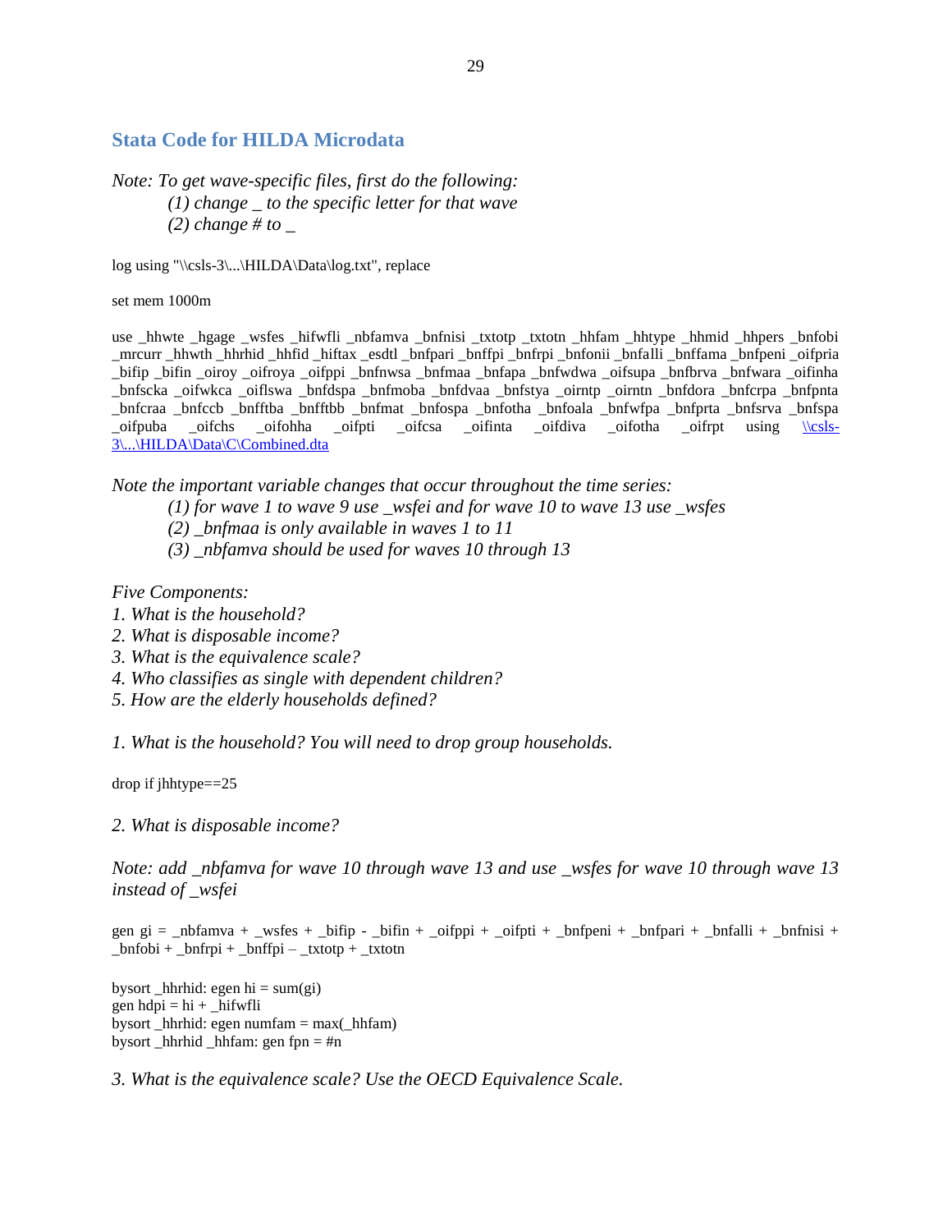## Stata Code for HILDA Microdata

*Note: To get wave-specific files, first do the following:*
*(1) change _ to the specific letter for that wave*
*(2) change # to _*

```
log using "\\csls-3\...\HILDA\Data\log.txt", replace
```

```
set mem 1000m
```

```
use _hhwte _hgage _wsfes _hifwfli _nbfamva _bnfnisi _txtotp _txtotn _hhfam _hhtype _hhmid _hhpers _bnfobi _mrcurr _hhwth _hhrhid _hhfid _hiftax _esdtl _bnfpari _bnffpi _bnfrpi _bnfonii _bnfalli _bnffama _bnfpeni _oifpria _bifip _bifin _oiroy _oifroya _oifppi _bnfnwsa _bnfmaa _bnfapa _bnfwdwa _oifsupa _bnfbrva _bnfwara _oifinha _bnfscka _oifwkca _ojflswa _bnfdspa _bnfmoba _bnfdvaa _bnfstya _oirntp _oirntn _bnfdora _bnfcrpa _bnfpnta _bnfcraa _bnfccb _bnfftba _bnfftbb _bnfmat _bnfospa _bnfotha _bnfoala _bnfwfpa _bnfprta _bnfsrva _bnfspa _oifpuba _oifchs _oifohha _oifpti _oifcsa _oifinta _oifdiva _oifotha _oifrpt using \\csls-3\...\HILDA\Data\C\Combined.dta
```

*Note the important variable changes that occur throughout the time series:*
*(1) for wave 1 to wave 9 use _wsfei and for wave 10 to wave 13 use _wsfes*
*(2) _bnfmaa is only available in waves 1 to 11*
*(3) _nbfamva should be used for waves 10 through 13*

*Five Components:*
*1. What is the household?*
*2. What is disposable income?*
*3. What is the equivalence scale?*
*4. Who classifies as single with dependent children?*
*5. How are the elderly households defined?*

*1. What is the household? You will need to drop group households.*

```
drop if jhhtype==25
```

*2. What is disposable income?*

*Note: add _nbfamva for wave 10 through wave 13 and use _wsfes for wave 10 through wave 13 instead of _wsfei*

```
gen gi = _nbfamva + _wsfes + _bifip - _bifin + _oifppi + _oifpti + _bnfpeni + _bnfpari + _bnfalli + _bnfnisi + _bnfobi + _bnfrpi + _bnffpi – _txtotp + _txtotn
```

```
bysort _hhrhid: egen hi = sum(gi)
gen hdpi = hi + _hifwfli
bysort _hhrhid: egen numfam = max(_hhfam)
bysort _hhrhid _hhfam: gen fpn = #n
```

*3. What is the equivalence scale? Use the OECD Equivalence Scale.*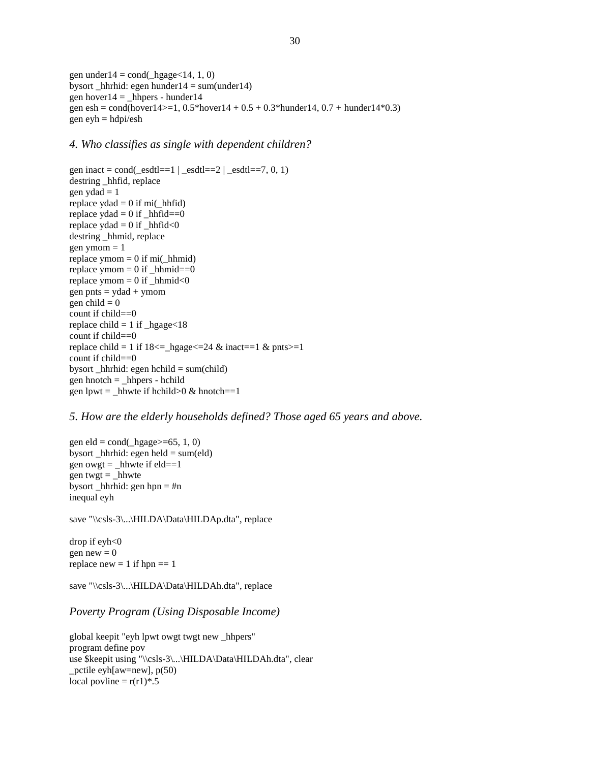```
gen under14 = cond(_hgage<14, 1, 0)
bysort _hhrhid: egen hunder14 = sum(under14)
gen hover14 = _hhpers - hunder14
gen esh = cond(hover14>=1, 0.5*hover14 + 0.5 + 0.3*hunder14, 0.7 + hunder14*0.3)
gen eyh = hdpi/esh
```

*4. Who classifies as single with dependent children?*

```
gen inact = cond(_esdtl==1 | _esdtl==2 | _esdtl==7, 0, 1)
destring _hhfid, replace
gen ydad = 1
replace ydad = 0 if mi(_hhfid)
replace ydad = 0 if _hhfid==0
replace ydad = 0 if _hhfid<0
destring _hhmid, replace
gen ymom = 1
replace ymom = 0 if mi(_hhmid)
replace ymom = 0 if _hhmid==0
replace ymom = 0 if _hhmid<0
gen pnts = ydad + ymom
gen child = 0
count if child==0
replace child = 1 if _hgage<18
count if child==0
replace child = 1 if 18<=_hgage<=24 & inact==1 & pnts>=1
count if child==0
bysort _hhrhid: egen hchild = sum(child)
gen hnotch = _hhpers - hchild
gen lpwt = _hhwte if hchild>0 & hnotch==1
```

*5. How are the elderly households defined? Those aged 65 years and above.*

```
gen eld = cond(_hgage>=65, 1, 0)
bysort _hhrhid: egen held = sum(eld)
gen owgt = _hhwte if eld==1
gen twgt = _hhwte
bysort _hhrhid: gen hpn = #n
inequal eyh

save "\\csls-3\...\HILDA\Data\HILDAp.dta", replace

drop if eyh<0
gen new = 0
replace new = 1 if hpn == 1

save "\\csls-3\...\HILDA\Data\HILDAh.dta", replace
```

*Poverty Program (Using Disposable Income)*

```
global keepit "eyh lpwt owgt twgt new _hhpers"
program define pov
use $keepit using "\\csls-3\...\HILDA\Data\HILDAh.dta", clear
_pctile eyh[aw=new], p(50)
local povline = r(r1)*.5
```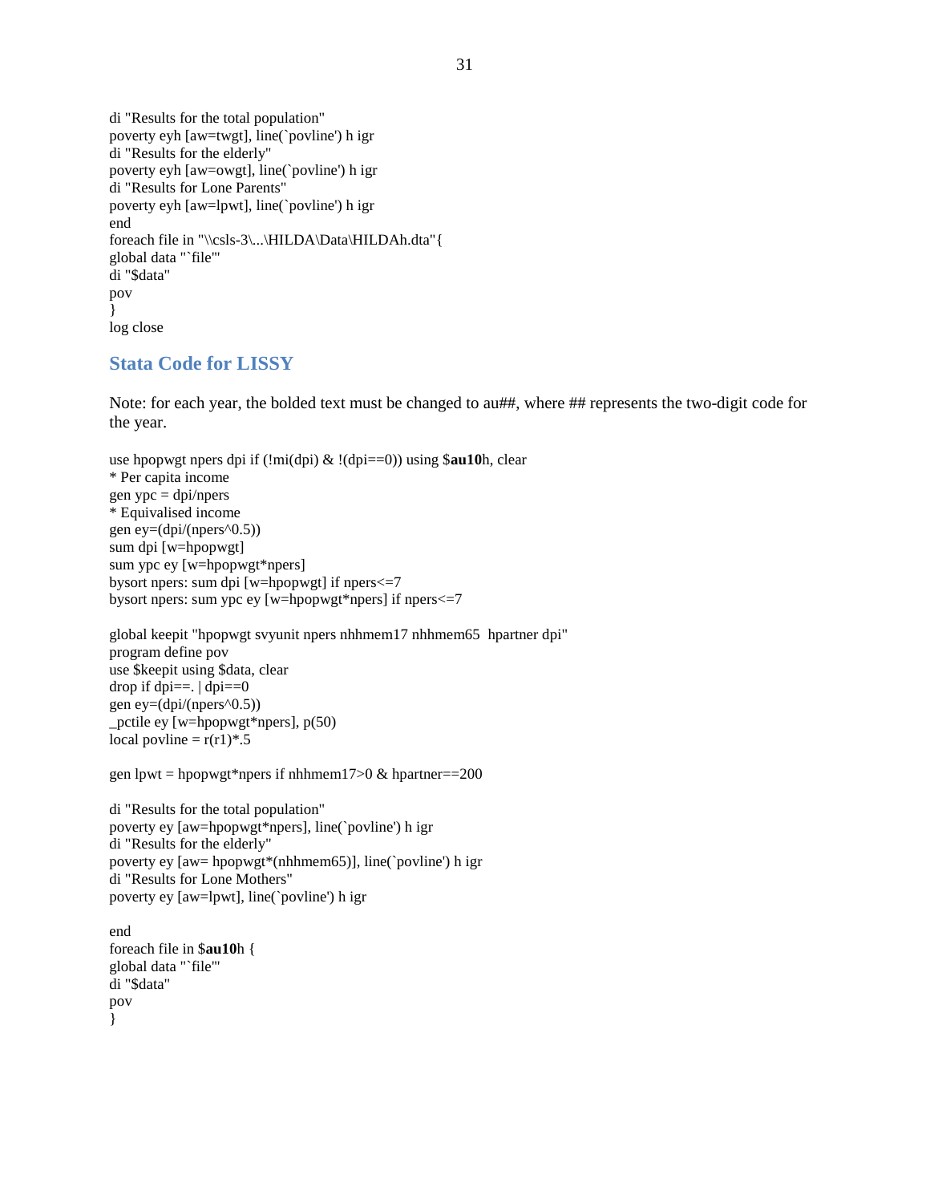```
di "Results for the total population"
poverty eyh [aw=twgt], line(`povline') h igr
di "Results for the elderly"
poverty eyh [aw=owgt], line(`povline') h igr
di "Results for Lone Parents"
poverty eyh [aw=lpwt], line(`povline') h igr
end
foreach file in "\\csls-3\...\HILDA\Data\HILDAh.dta"{
global data "`file'"
di "$data"
pov
}
log close
```

## Stata Code for LISSY

Note: for each year, the bolded text must be changed to au##, where ## represents the two-digit code for the year.

```
use hpopwgt npers dpi if (!mi(dpi) & !(dpi==0)) using $au10h, clear
* Per capita income
gen ypc = dpi/npers
* Equivalised income
gen ey=(dpi/(npers^0.5))
sum dpi [w=hpopwgt]
sum ypc ey [w=hpopwgt*npers]
bysort npers: sum dpi [w=hpopwgt] if npers<=7
bysort npers: sum ypc ey [w=hpopwgt*npers] if npers<=7

global keepit "hpopwgt svyunit npers nhhmem17 nhhmem65  hpartner dpi"
program define pov
use $keepit using $data, clear
drop if dpi==. | dpi==0
gen ey=(dpi/(npers^0.5))
_pctile ey [w=hpopwgt*npers], p(50)
local povline = r(r1)*.5

gen lpwt = hpopwgt*npers if nhhmem17>0 & hpartner==200

di "Results for the total population"
poverty ey [aw=hpopwgt*npers], line(`povline') h igr
di "Results for the elderly"
poverty ey [aw= hpopwgt*(nhhmem65)], line(`povline') h igr
di "Results for Lone Mothers"
poverty ey [aw=lpwt], line(`povline') h igr

end
foreach file in $au10h {
global data "`file'"
di "$data"
pov
}
```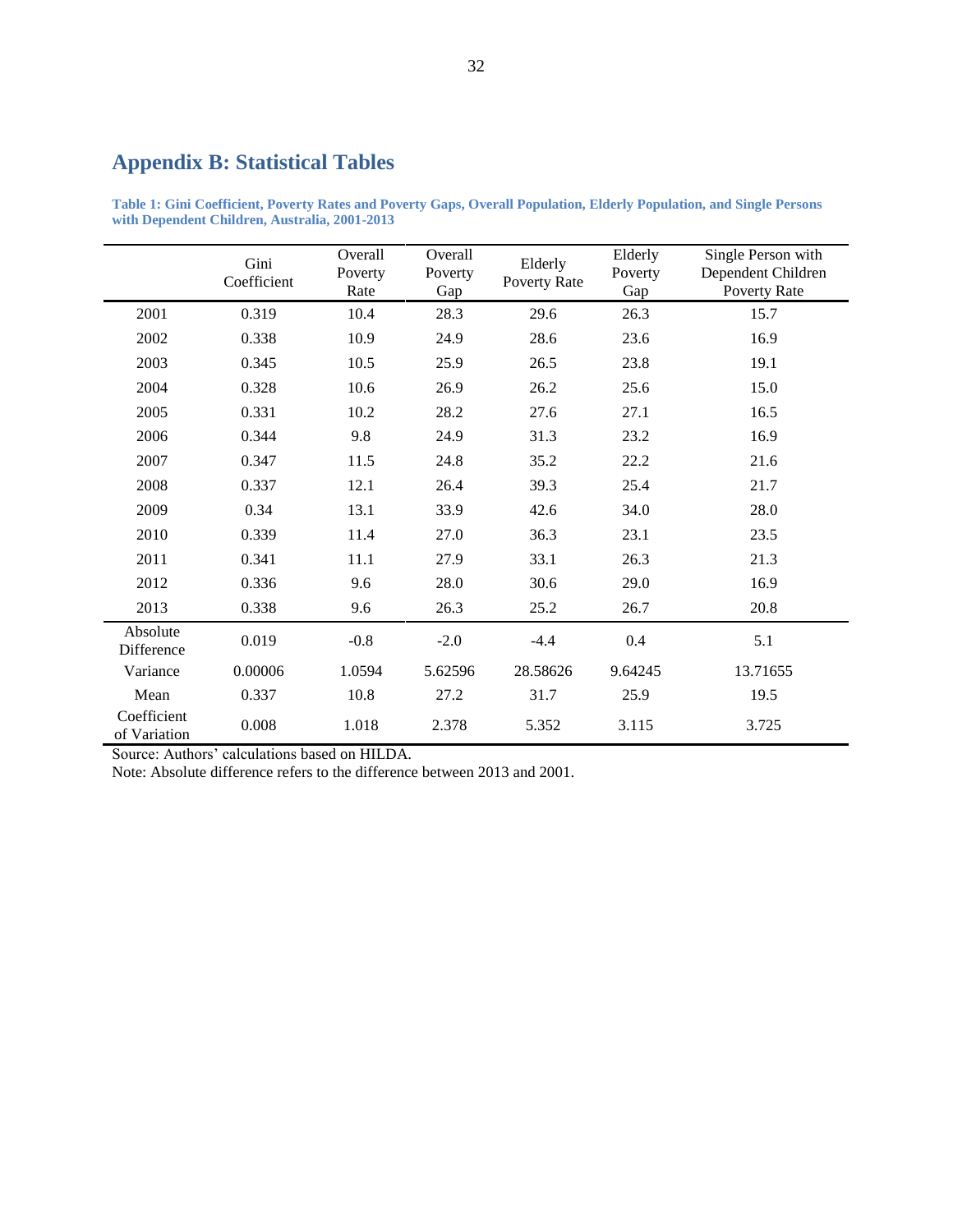# Appendix B: Statistical Tables

**Table 1: Gini Coefficient, Poverty Rates and Poverty Gaps, Overall Population, Elderly Population, and Single Persons with Dependent Children, Australia, 2001-2013**

| | Gini Coefficient | Overall Poverty Rate | Overall Poverty Gap | Elderly Poverty Rate | Elderly Poverty Gap | Single Person with Dependent Children Poverty Rate |
|---|---|---|---|---|---|---|
| 2001 | 0.319 | 10.4 | 28.3 | 29.6 | 26.3 | 15.7 |
| 2002 | 0.338 | 10.9 | 24.9 | 28.6 | 23.6 | 16.9 |
| 2003 | 0.345 | 10.5 | 25.9 | 26.5 | 23.8 | 19.1 |
| 2004 | 0.328 | 10.6 | 26.9 | 26.2 | 25.6 | 15.0 |
| 2005 | 0.331 | 10.2 | 28.2 | 27.6 | 27.1 | 16.5 |
| 2006 | 0.344 | 9.8 | 24.9 | 31.3 | 23.2 | 16.9 |
| 2007 | 0.347 | 11.5 | 24.8 | 35.2 | 22.2 | 21.6 |
| 2008 | 0.337 | 12.1 | 26.4 | 39.3 | 25.4 | 21.7 |
| 2009 | 0.34 | 13.1 | 33.9 | 42.6 | 34.0 | 28.0 |
| 2010 | 0.339 | 11.4 | 27.0 | 36.3 | 23.1 | 23.5 |
| 2011 | 0.341 | 11.1 | 27.9 | 33.1 | 26.3 | 21.3 |
| 2012 | 0.336 | 9.6 | 28.0 | 30.6 | 29.0 | 16.9 |
| 2013 | 0.338 | 9.6 | 26.3 | 25.2 | 26.7 | 20.8 |
| Absolute Difference | 0.019 | -0.8 | -2.0 | -4.4 | 0.4 | 5.1 |
| Variance | 0.00006 | 1.0594 | 5.62596 | 28.58626 | 9.64245 | 13.71655 |
| Mean | 0.337 | 10.8 | 27.2 | 31.7 | 25.9 | 19.5 |
| Coefficient of Variation | 0.008 | 1.018 | 2.378 | 5.352 | 3.115 | 3.725 |

Source: Authors' calculations based on HILDA.

Note: Absolute difference refers to the difference between 2013 and 2001.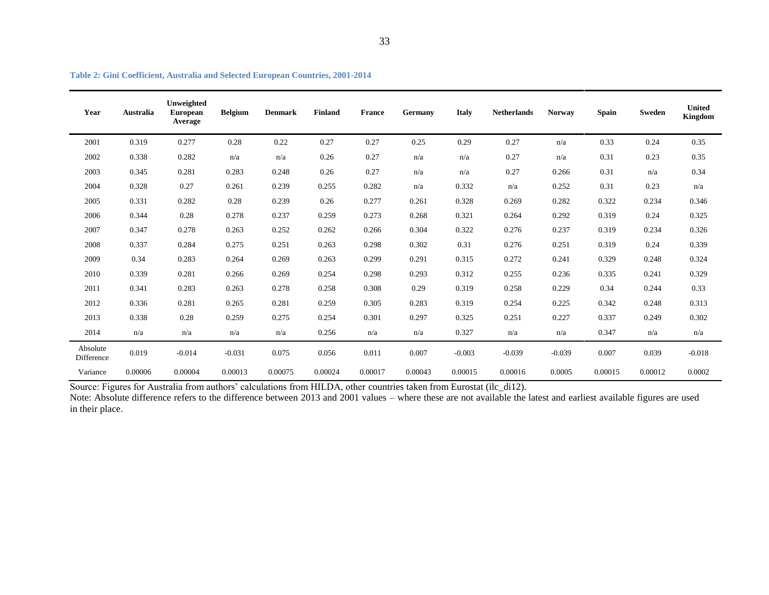**Table 2: Gini Coefficient, Australia and Selected European Countries, 2001-2014**

| Year | Australia | Unweighted European Average | Belgium | Denmark | Finland | France | Germany | Italy | Netherlands | Norway | Spain | Sweden | United Kingdom |
|---|---|---|---|---|---|---|---|---|---|---|---|---|---|
| 2001 | 0.319 | 0.277 | 0.28 | 0.22 | 0.27 | 0.27 | 0.25 | 0.29 | 0.27 | n/a | 0.33 | 0.24 | 0.35 |
| 2002 | 0.338 | 0.282 | n/a | n/a | 0.26 | 0.27 | n/a | n/a | 0.27 | n/a | 0.31 | 0.23 | 0.35 |
| 2003 | 0.345 | 0.281 | 0.283 | 0.248 | 0.26 | 0.27 | n/a | n/a | 0.27 | 0.266 | 0.31 | n/a | 0.34 |
| 2004 | 0.328 | 0.27 | 0.261 | 0.239 | 0.255 | 0.282 | n/a | 0.332 | n/a | 0.252 | 0.31 | 0.23 | n/a |
| 2005 | 0.331 | 0.282 | 0.28 | 0.239 | 0.26 | 0.277 | 0.261 | 0.328 | 0.269 | 0.282 | 0.322 | 0.234 | 0.346 |
| 2006 | 0.344 | 0.28 | 0.278 | 0.237 | 0.259 | 0.273 | 0.268 | 0.321 | 0.264 | 0.292 | 0.319 | 0.24 | 0.325 |
| 2007 | 0.347 | 0.278 | 0.263 | 0.252 | 0.262 | 0.266 | 0.304 | 0.322 | 0.276 | 0.237 | 0.319 | 0.234 | 0.326 |
| 2008 | 0.337 | 0.284 | 0.275 | 0.251 | 0.263 | 0.298 | 0.302 | 0.31 | 0.276 | 0.251 | 0.319 | 0.24 | 0.339 |
| 2009 | 0.34 | 0.283 | 0.264 | 0.269 | 0.263 | 0.299 | 0.291 | 0.315 | 0.272 | 0.241 | 0.329 | 0.248 | 0.324 |
| 2010 | 0.339 | 0.281 | 0.266 | 0.269 | 0.254 | 0.298 | 0.293 | 0.312 | 0.255 | 0.236 | 0.335 | 0.241 | 0.329 |
| 2011 | 0.341 | 0.283 | 0.263 | 0.278 | 0.258 | 0.308 | 0.29 | 0.319 | 0.258 | 0.229 | 0.34 | 0.244 | 0.33 |
| 2012 | 0.336 | 0.281 | 0.265 | 0.281 | 0.259 | 0.305 | 0.283 | 0.319 | 0.254 | 0.225 | 0.342 | 0.248 | 0.313 |
| 2013 | 0.338 | 0.28 | 0.259 | 0.275 | 0.254 | 0.301 | 0.297 | 0.325 | 0.251 | 0.227 | 0.337 | 0.249 | 0.302 |
| 2014 | n/a | n/a | n/a | n/a | 0.256 | n/a | n/a | 0.327 | n/a | n/a | 0.347 | n/a | n/a |
| Absolute Difference | 0.019 | -0.014 | -0.031 | 0.075 | 0.056 | 0.011 | 0.007 | -0.003 | -0.039 | -0.039 | 0.007 | 0.039 | -0.018 |
| Variance | 0.00006 | 0.00004 | 0.00013 | 0.00075 | 0.00024 | 0.00017 | 0.00043 | 0.00015 | 0.00016 | 0.0005 | 0.00015 | 0.00012 | 0.0002 |

Source: Figures for Australia from authors' calculations from HILDA, other countries taken from Eurostat (ilc_di12).

Note: Absolute difference refers to the difference between 2013 and 2001 values – where these are not available the latest and earliest available figures are used in their place.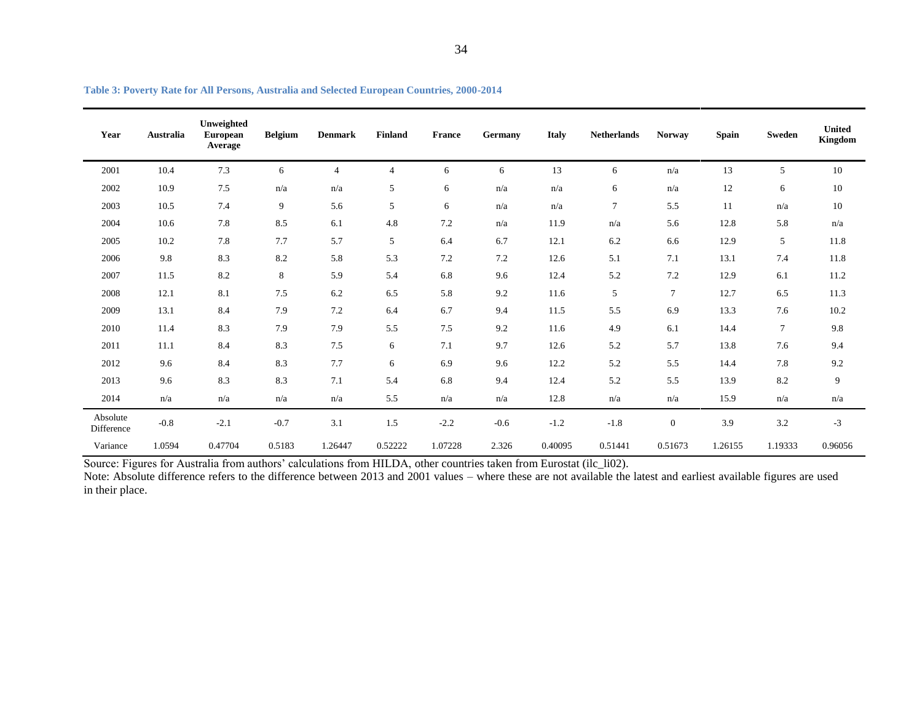**Table 3: Poverty Rate for All Persons, Australia and Selected European Countries, 2000-2014**

| Year | Australia | Unweighted European Average | Belgium | Denmark | Finland | France | Germany | Italy | Netherlands | Norway | Spain | Sweden | United Kingdom |
|---|---|---|---|---|---|---|---|---|---|---|---|---|---|
| 2001 | 10.4 | 7.3 | 6 | 4 | 4 | 6 | 6 | 13 | 6 | n/a | 13 | 5 | 10 |
| 2002 | 10.9 | 7.5 | n/a | n/a | 5 | 6 | n/a | n/a | 6 | n/a | 12 | 6 | 10 |
| 2003 | 10.5 | 7.4 | 9 | 5.6 | 5 | 6 | n/a | n/a | 7 | 5.5 | 11 | n/a | 10 |
| 2004 | 10.6 | 7.8 | 8.5 | 6.1 | 4.8 | 7.2 | n/a | 11.9 | n/a | 5.6 | 12.8 | 5.8 | n/a |
| 2005 | 10.2 | 7.8 | 7.7 | 5.7 | 5 | 6.4 | 6.7 | 12.1 | 6.2 | 6.6 | 12.9 | 5 | 11.8 |
| 2006 | 9.8 | 8.3 | 8.2 | 5.8 | 5.3 | 7.2 | 7.2 | 12.6 | 5.1 | 7.1 | 13.1 | 7.4 | 11.8 |
| 2007 | 11.5 | 8.2 | 8 | 5.9 | 5.4 | 6.8 | 9.6 | 12.4 | 5.2 | 7.2 | 12.9 | 6.1 | 11.2 |
| 2008 | 12.1 | 8.1 | 7.5 | 6.2 | 6.5 | 5.8 | 9.2 | 11.6 | 5 | 7 | 12.7 | 6.5 | 11.3 |
| 2009 | 13.1 | 8.4 | 7.9 | 7.2 | 6.4 | 6.7 | 9.4 | 11.5 | 5.5 | 6.9 | 13.3 | 7.6 | 10.2 |
| 2010 | 11.4 | 8.3 | 7.9 | 7.9 | 5.5 | 7.5 | 9.2 | 11.6 | 4.9 | 6.1 | 14.4 | 7 | 9.8 |
| 2011 | 11.1 | 8.4 | 8.3 | 7.5 | 6 | 7.1 | 9.7 | 12.6 | 5.2 | 5.7 | 13.8 | 7.6 | 9.4 |
| 2012 | 9.6 | 8.4 | 8.3 | 7.7 | 6 | 6.9 | 9.6 | 12.2 | 5.2 | 5.5 | 14.4 | 7.8 | 9.2 |
| 2013 | 9.6 | 8.3 | 8.3 | 7.1 | 5.4 | 6.8 | 9.4 | 12.4 | 5.2 | 5.5 | 13.9 | 8.2 | 9 |
| 2014 | n/a | n/a | n/a | n/a | 5.5 | n/a | n/a | 12.8 | n/a | n/a | 15.9 | n/a | n/a |
| Absolute Difference | -0.8 | -2.1 | -0.7 | 3.1 | 1.5 | -2.2 | -0.6 | -1.2 | -1.8 | 0 | 3.9 | 3.2 | -3 |
| Variance | 1.0594 | 0.47704 | 0.5183 | 1.26447 | 0.52222 | 1.07228 | 2.326 | 0.40095 | 0.51441 | 0.51673 | 1.26155 | 1.19333 | 0.96056 |

Source: Figures for Australia from authors' calculations from HILDA, other countries taken from Eurostat (ilc_li02).
Note: Absolute difference refers to the difference between 2013 and 2001 values – where these are not available the latest and earliest available figures are used in their place.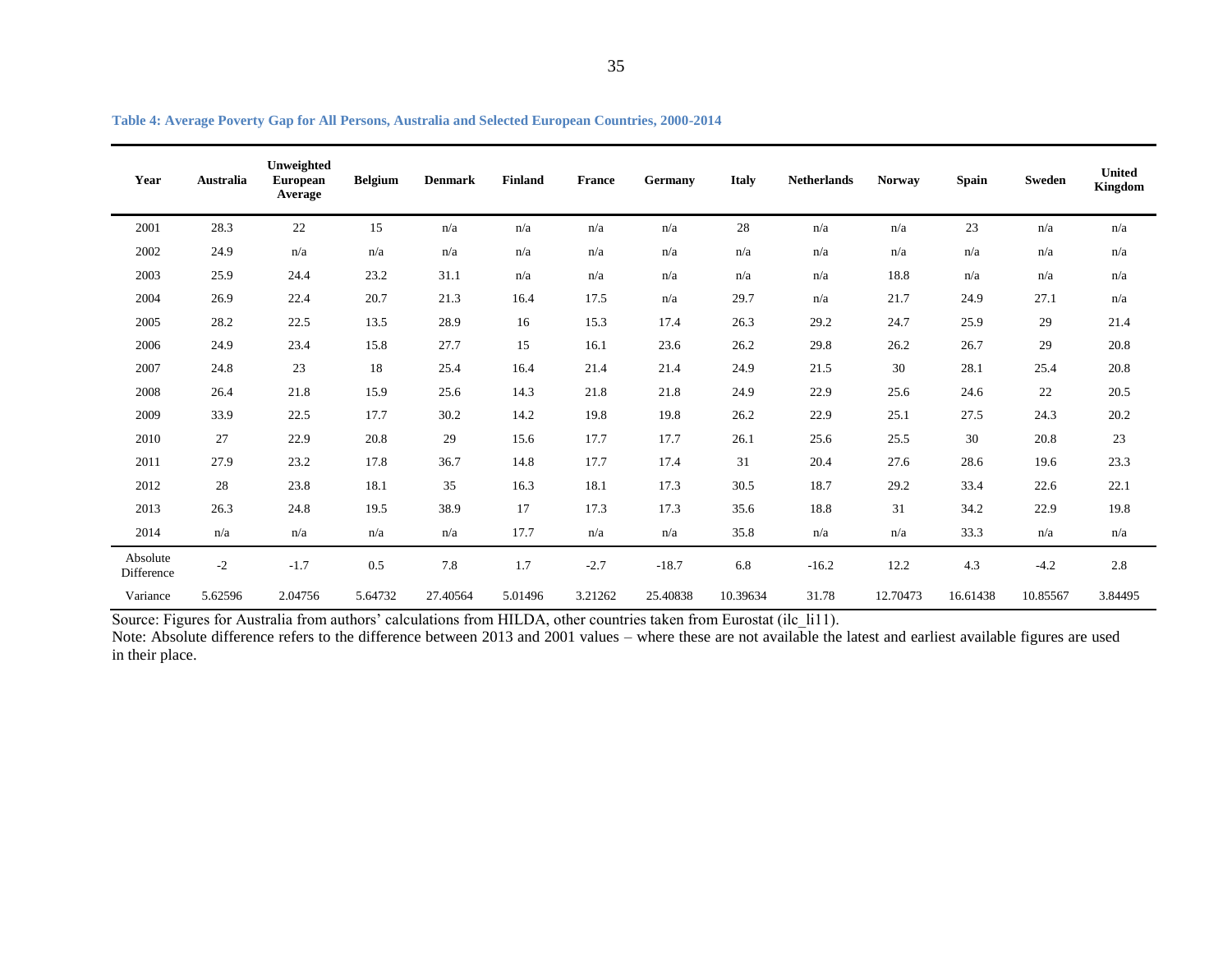**Table 4: Average Poverty Gap for All Persons, Australia and Selected European Countries, 2000-2014**

| Year | Australia | Unweighted European Average | Belgium | Denmark | Finland | France | Germany | Italy | Netherlands | Norway | Spain | Sweden | United Kingdom |
|---|---|---|---|---|---|---|---|---|---|---|---|---|---|
| 2001 | 28.3 | 22 | 15 | n/a | n/a | n/a | n/a | 28 | n/a | n/a | 23 | n/a | n/a |
| 2002 | 24.9 | n/a | n/a | n/a | n/a | n/a | n/a | n/a | n/a | n/a | n/a | n/a | n/a |
| 2003 | 25.9 | 24.4 | 23.2 | 31.1 | n/a | n/a | n/a | n/a | n/a | 18.8 | n/a | n/a | n/a |
| 2004 | 26.9 | 22.4 | 20.7 | 21.3 | 16.4 | 17.5 | n/a | 29.7 | n/a | 21.7 | 24.9 | 27.1 | n/a |
| 2005 | 28.2 | 22.5 | 13.5 | 28.9 | 16 | 15.3 | 17.4 | 26.3 | 29.2 | 24.7 | 25.9 | 29 | 21.4 |
| 2006 | 24.9 | 23.4 | 15.8 | 27.7 | 15 | 16.1 | 23.6 | 26.2 | 29.8 | 26.2 | 26.7 | 29 | 20.8 |
| 2007 | 24.8 | 23 | 18 | 25.4 | 16.4 | 21.4 | 21.4 | 24.9 | 21.5 | 30 | 28.1 | 25.4 | 20.8 |
| 2008 | 26.4 | 21.8 | 15.9 | 25.6 | 14.3 | 21.8 | 21.8 | 24.9 | 22.9 | 25.6 | 24.6 | 22 | 20.5 |
| 2009 | 33.9 | 22.5 | 17.7 | 30.2 | 14.2 | 19.8 | 19.8 | 26.2 | 22.9 | 25.1 | 27.5 | 24.3 | 20.2 |
| 2010 | 27 | 22.9 | 20.8 | 29 | 15.6 | 17.7 | 17.7 | 26.1 | 25.6 | 25.5 | 30 | 20.8 | 23 |
| 2011 | 27.9 | 23.2 | 17.8 | 36.7 | 14.8 | 17.7 | 17.4 | 31 | 20.4 | 27.6 | 28.6 | 19.6 | 23.3 |
| 2012 | 28 | 23.8 | 18.1 | 35 | 16.3 | 18.1 | 17.3 | 30.5 | 18.7 | 29.2 | 33.4 | 22.6 | 22.1 |
| 2013 | 26.3 | 24.8 | 19.5 | 38.9 | 17 | 17.3 | 17.3 | 35.6 | 18.8 | 31 | 34.2 | 22.9 | 19.8 |
| 2014 | n/a | n/a | n/a | n/a | 17.7 | n/a | n/a | 35.8 | n/a | n/a | 33.3 | n/a | n/a |
| Absolute Difference | -2 | -1.7 | 0.5 | 7.8 | 1.7 | -2.7 | -18.7 | 6.8 | -16.2 | 12.2 | 4.3 | -4.2 | 2.8 |
| Variance | 5.62596 | 2.04756 | 5.64732 | 27.40564 | 5.01496 | 3.21262 | 25.40838 | 10.39634 | 31.78 | 12.70473 | 16.61438 | 10.85567 | 3.84495 |

Source: Figures for Australia from authors' calculations from HILDA, other countries taken from Eurostat (ilc_li11).

Note: Absolute difference refers to the difference between 2013 and 2001 values – where these are not available the latest and earliest available figures are used in their place.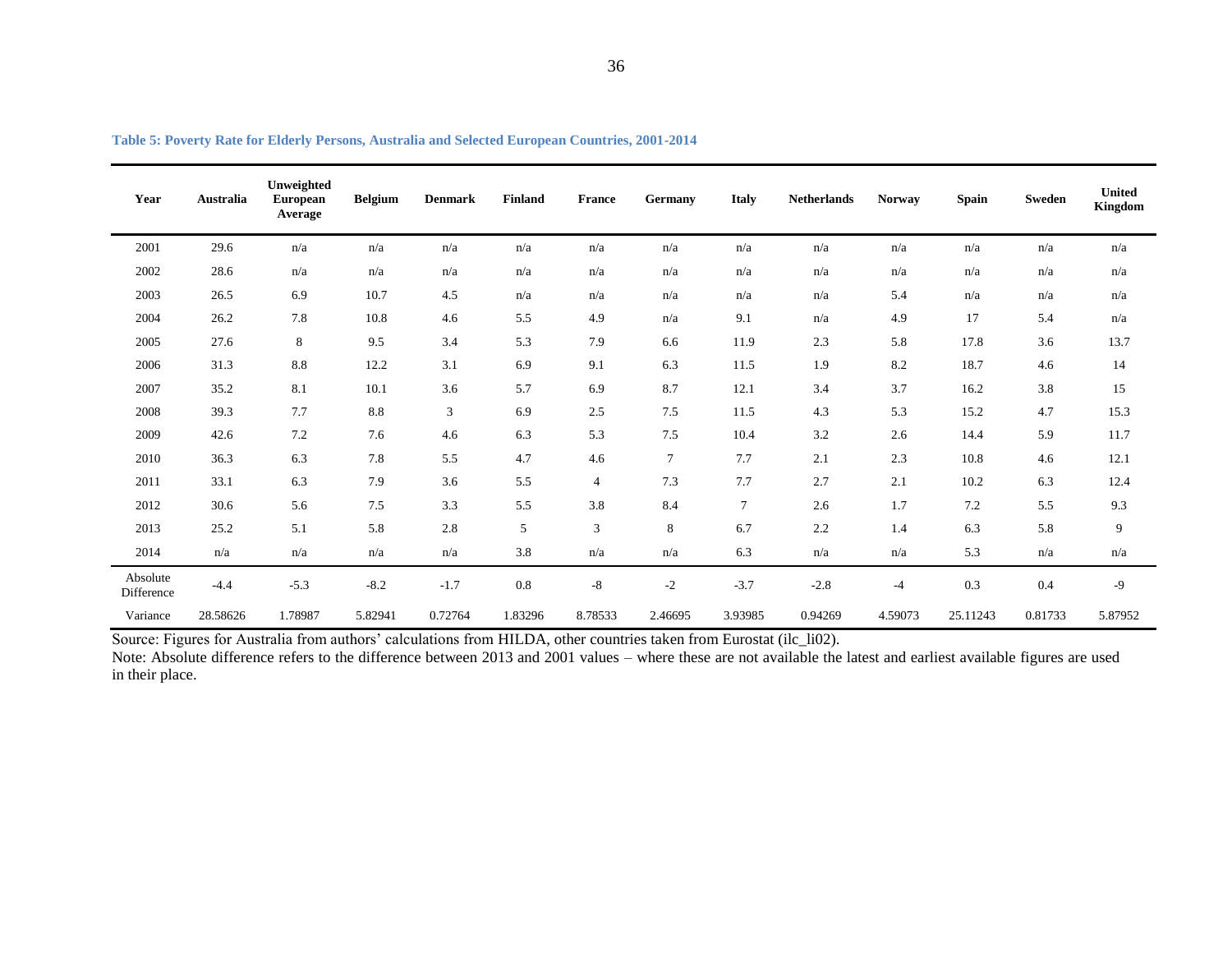**Table 5: Poverty Rate for Elderly Persons, Australia and Selected European Countries, 2001-2014**

| Year | Australia | Unweighted European Average | Belgium | Denmark | Finland | France | Germany | Italy | Netherlands | Norway | Spain | Sweden | United Kingdom |
|---|---|---|---|---|---|---|---|---|---|---|---|---|---|
| 2001 | 29.6 | n/a | n/a | n/a | n/a | n/a | n/a | n/a | n/a | n/a | n/a | n/a | n/a |
| 2002 | 28.6 | n/a | n/a | n/a | n/a | n/a | n/a | n/a | n/a | n/a | n/a | n/a | n/a |
| 2003 | 26.5 | 6.9 | 10.7 | 4.5 | n/a | n/a | n/a | n/a | n/a | 5.4 | n/a | n/a | n/a |
| 2004 | 26.2 | 7.8 | 10.8 | 4.6 | 5.5 | 4.9 | n/a | 9.1 | n/a | 4.9 | 17 | 5.4 | n/a |
| 2005 | 27.6 | 8 | 9.5 | 3.4 | 5.3 | 7.9 | 6.6 | 11.9 | 2.3 | 5.8 | 17.8 | 3.6 | 13.7 |
| 2006 | 31.3 | 8.8 | 12.2 | 3.1 | 6.9 | 9.1 | 6.3 | 11.5 | 1.9 | 8.2 | 18.7 | 4.6 | 14 |
| 2007 | 35.2 | 8.1 | 10.1 | 3.6 | 5.7 | 6.9 | 8.7 | 12.1 | 3.4 | 3.7 | 16.2 | 3.8 | 15 |
| 2008 | 39.3 | 7.7 | 8.8 | 3 | 6.9 | 2.5 | 7.5 | 11.5 | 4.3 | 5.3 | 15.2 | 4.7 | 15.3 |
| 2009 | 42.6 | 7.2 | 7.6 | 4.6 | 6.3 | 5.3 | 7.5 | 10.4 | 3.2 | 2.6 | 14.4 | 5.9 | 11.7 |
| 2010 | 36.3 | 6.3 | 7.8 | 5.5 | 4.7 | 4.6 | 7 | 7.7 | 2.1 | 2.3 | 10.8 | 4.6 | 12.1 |
| 2011 | 33.1 | 6.3 | 7.9 | 3.6 | 5.5 | 4 | 7.3 | 7.7 | 2.7 | 2.1 | 10.2 | 6.3 | 12.4 |
| 2012 | 30.6 | 5.6 | 7.5 | 3.3 | 5.5 | 3.8 | 8.4 | 7 | 2.6 | 1.7 | 7.2 | 5.5 | 9.3 |
| 2013 | 25.2 | 5.1 | 5.8 | 2.8 | 5 | 3 | 8 | 6.7 | 2.2 | 1.4 | 6.3 | 5.8 | 9 |
| 2014 | n/a | n/a | n/a | n/a | 3.8 | n/a | n/a | 6.3 | n/a | n/a | 5.3 | n/a | n/a |
| Absolute Difference | -4.4 | -5.3 | -8.2 | -1.7 | 0.8 | -8 | -2 | -3.7 | -2.8 | -4 | 0.3 | 0.4 | -9 |
| Variance | 28.58626 | 1.78987 | 5.82941 | 0.72764 | 1.83296 | 8.78533 | 2.46695 | 3.93985 | 0.94269 | 4.59073 | 25.11243 | 0.81733 | 5.87952 |

Source: Figures for Australia from authors' calculations from HILDA, other countries taken from Eurostat (ilc_li02).

Note: Absolute difference refers to the difference between 2013 and 2001 values – where these are not available the latest and earliest available figures are used in their place.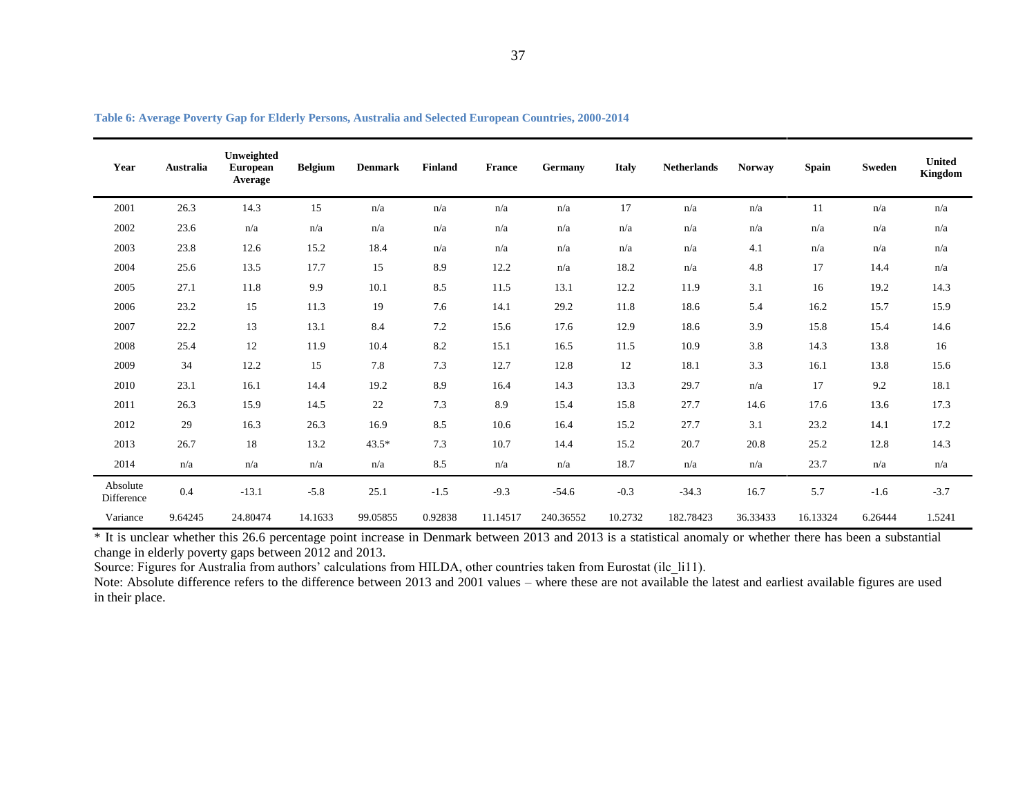**Table 6: Average Poverty Gap for Elderly Persons, Australia and Selected European Countries, 2000-2014**

| Year | Australia | Unweighted European Average | Belgium | Denmark | Finland | France | Germany | Italy | Netherlands | Norway | Spain | Sweden | United Kingdom |
|---|---|---|---|---|---|---|---|---|---|---|---|---|---|
| 2001 | 26.3 | 14.3 | 15 | n/a | n/a | n/a | n/a | 17 | n/a | n/a | 11 | n/a | n/a |
| 2002 | 23.6 | n/a | n/a | n/a | n/a | n/a | n/a | n/a | n/a | n/a | n/a | n/a | n/a |
| 2003 | 23.8 | 12.6 | 15.2 | 18.4 | n/a | n/a | n/a | n/a | n/a | 4.1 | n/a | n/a | n/a |
| 2004 | 25.6 | 13.5 | 17.7 | 15 | 8.9 | 12.2 | n/a | 18.2 | n/a | 4.8 | 17 | 14.4 | n/a |
| 2005 | 27.1 | 11.8 | 9.9 | 10.1 | 8.5 | 11.5 | 13.1 | 12.2 | 11.9 | 3.1 | 16 | 19.2 | 14.3 |
| 2006 | 23.2 | 15 | 11.3 | 19 | 7.6 | 14.1 | 29.2 | 11.8 | 18.6 | 5.4 | 16.2 | 15.7 | 15.9 |
| 2007 | 22.2 | 13 | 13.1 | 8.4 | 7.2 | 15.6 | 17.6 | 12.9 | 18.6 | 3.9 | 15.8 | 15.4 | 14.6 |
| 2008 | 25.4 | 12 | 11.9 | 10.4 | 8.2 | 15.1 | 16.5 | 11.5 | 10.9 | 3.8 | 14.3 | 13.8 | 16 |
| 2009 | 34 | 12.2 | 15 | 7.8 | 7.3 | 12.7 | 12.8 | 12 | 18.1 | 3.3 | 16.1 | 13.8 | 15.6 |
| 2010 | 23.1 | 16.1 | 14.4 | 19.2 | 8.9 | 16.4 | 14.3 | 13.3 | 29.7 | n/a | 17 | 9.2 | 18.1 |
| 2011 | 26.3 | 15.9 | 14.5 | 22 | 7.3 | 8.9 | 15.4 | 15.8 | 27.7 | 14.6 | 17.6 | 13.6 | 17.3 |
| 2012 | 29 | 16.3 | 26.3 | 16.9 | 8.5 | 10.6 | 16.4 | 15.2 | 27.7 | 3.1 | 23.2 | 14.1 | 17.2 |
| 2013 | 26.7 | 18 | 13.2 | 43.5* | 7.3 | 10.7 | 14.4 | 15.2 | 20.7 | 20.8 | 25.2 | 12.8 | 14.3 |
| 2014 | n/a | n/a | n/a | n/a | 8.5 | n/a | n/a | 18.7 | n/a | n/a | 23.7 | n/a | n/a |
| Absolute Difference | 0.4 | -13.1 | -5.8 | 25.1 | -1.5 | -9.3 | -54.6 | -0.3 | -34.3 | 16.7 | 5.7 | -1.6 | -3.7 |
| Variance | 9.64245 | 24.80474 | 14.1633 | 99.05855 | 0.92838 | 11.14517 | 240.36552 | 10.2732 | 182.78423 | 36.33433 | 16.13324 | 6.26444 | 1.5241 |

* It is unclear whether this 26.6 percentage point increase in Denmark between 2013 and 2013 is a statistical anomaly or whether there has been a substantial change in elderly poverty gaps between 2012 and 2013.

Source: Figures for Australia from authors' calculations from HILDA, other countries taken from Eurostat (ilc_li11).

Note: Absolute difference refers to the difference between 2013 and 2001 values – where these are not available the latest and earliest available figures are used in their place.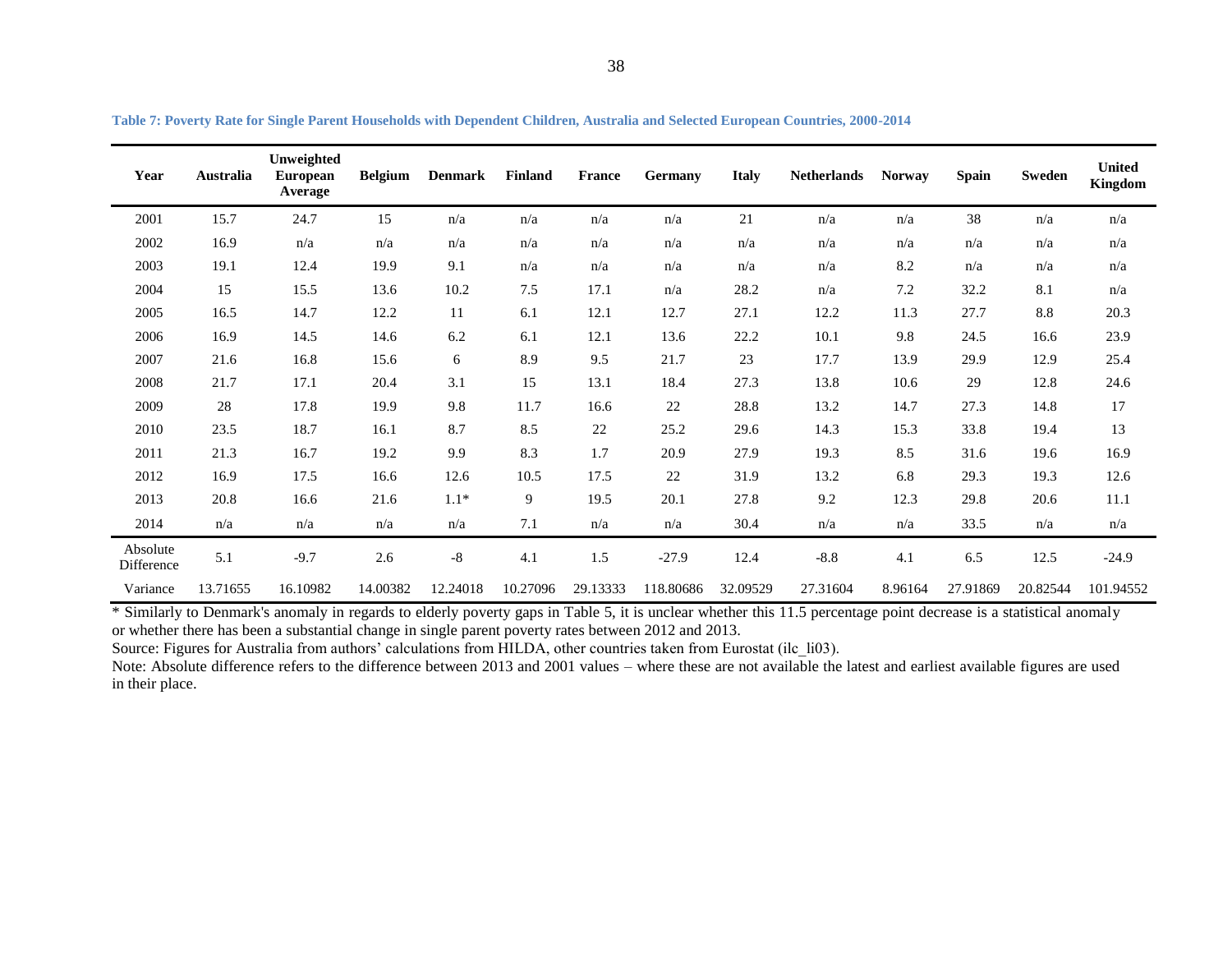**Table 7: Poverty Rate for Single Parent Households with Dependent Children, Australia and Selected European Countries, 2000-2014**

| Year | Australia | Unweighted European Average | Belgium | Denmark | Finland | France | Germany | Italy | Netherlands | Norway | Spain | Sweden | United Kingdom |
|---|---|---|---|---|---|---|---|---|---|---|---|---|---|
| 2001 | 15.7 | 24.7 | 15 | n/a | n/a | n/a | n/a | 21 | n/a | n/a | 38 | n/a | n/a |
| 2002 | 16.9 | n/a | n/a | n/a | n/a | n/a | n/a | n/a | n/a | n/a | n/a | n/a | n/a |
| 2003 | 19.1 | 12.4 | 19.9 | 9.1 | n/a | n/a | n/a | n/a | n/a | 8.2 | n/a | n/a | n/a |
| 2004 | 15 | 15.5 | 13.6 | 10.2 | 7.5 | 17.1 | n/a | 28.2 | n/a | 7.2 | 32.2 | 8.1 | n/a |
| 2005 | 16.5 | 14.7 | 12.2 | 11 | 6.1 | 12.1 | 12.7 | 27.1 | 12.2 | 11.3 | 27.7 | 8.8 | 20.3 |
| 2006 | 16.9 | 14.5 | 14.6 | 6.2 | 6.1 | 12.1 | 13.6 | 22.2 | 10.1 | 9.8 | 24.5 | 16.6 | 23.9 |
| 2007 | 21.6 | 16.8 | 15.6 | 6 | 8.9 | 9.5 | 21.7 | 23 | 17.7 | 13.9 | 29.9 | 12.9 | 25.4 |
| 2008 | 21.7 | 17.1 | 20.4 | 3.1 | 15 | 13.1 | 18.4 | 27.3 | 13.8 | 10.6 | 29 | 12.8 | 24.6 |
| 2009 | 28 | 17.8 | 19.9 | 9.8 | 11.7 | 16.6 | 22 | 28.8 | 13.2 | 14.7 | 27.3 | 14.8 | 17 |
| 2010 | 23.5 | 18.7 | 16.1 | 8.7 | 8.5 | 22 | 25.2 | 29.6 | 14.3 | 15.3 | 33.8 | 19.4 | 13 |
| 2011 | 21.3 | 16.7 | 19.2 | 9.9 | 8.3 | 1.7 | 20.9 | 27.9 | 19.3 | 8.5 | 31.6 | 19.6 | 16.9 |
| 2012 | 16.9 | 17.5 | 16.6 | 12.6 | 10.5 | 17.5 | 22 | 31.9 | 13.2 | 6.8 | 29.3 | 19.3 | 12.6 |
| 2013 | 20.8 | 16.6 | 21.6 | 1.1* | 9 | 19.5 | 20.1 | 27.8 | 9.2 | 12.3 | 29.8 | 20.6 | 11.1 |
| 2014 | n/a | n/a | n/a | n/a | 7.1 | n/a | n/a | 30.4 | n/a | n/a | 33.5 | n/a | n/a |
| Absolute Difference | 5.1 | -9.7 | 2.6 | -8 | 4.1 | 1.5 | -27.9 | 12.4 | -8.8 | 4.1 | 6.5 | 12.5 | -24.9 |
| Variance | 13.71655 | 16.10982 | 14.00382 | 12.24018 | 10.27096 | 29.13333 | 118.80686 | 32.09529 | 27.31604 | 8.96164 | 27.91869 | 20.82544 | 101.94552 |

* Similarly to Denmark's anomaly in regards to elderly poverty gaps in Table 5, it is unclear whether this 11.5 percentage point decrease is a statistical anomaly or whether there has been a substantial change in single parent poverty rates between 2012 and 2013.

Source: Figures for Australia from authors' calculations from HILDA, other countries taken from Eurostat (ilc_li03).

Note: Absolute difference refers to the difference between 2013 and 2001 values – where these are not available the latest and earliest available figures are used in their place.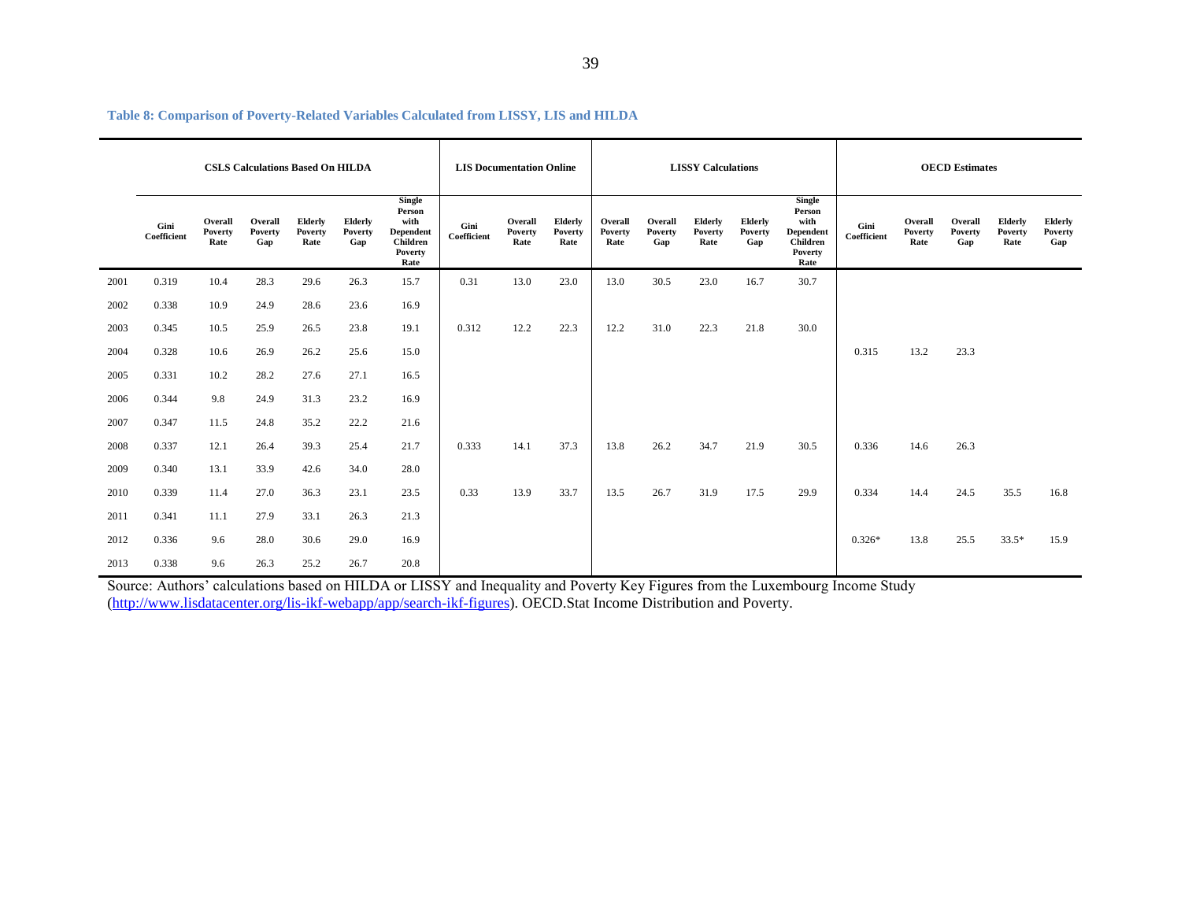**Table 8: Comparison of Poverty-Related Variables Calculated from LISSY, LIS and HILDA**

| | CSLS Calculations Based On HILDA | | | | | | LIS Documentation Online | | | LISSY Calculations | | | | | OECD Estimates | | | | |
|---|---|---|---|---|---|---|---|---|---|---|---|---|---|---|---|---|---|---|---|
| | Gini Coefficient | Overall Poverty Rate | Overall Poverty Gap | Elderly Poverty Rate | Elderly Poverty Gap | Single Person with Dependent Children Poverty Rate | Gini Coefficient | Overall Poverty Rate | Elderly Poverty Rate | Overall Poverty Rate | Overall Poverty Gap | Elderly Poverty Rate | Elderly Poverty Gap | Single Person with Dependent Children Poverty Rate | Gini Coefficient | Overall Poverty Rate | Overall Poverty Gap | Elderly Poverty Rate | Elderly Poverty Gap |
| 2001 | 0.319 | 10.4 | 28.3 | 29.6 | 26.3 | 15.7 | 0.31 | 13.0 | 23.0 | 13.0 | 30.5 | 23.0 | 16.7 | 30.7 | | | | | |
| 2002 | 0.338 | 10.9 | 24.9 | 28.6 | 23.6 | 16.9 | | | | | | | | | | | | | |
| 2003 | 0.345 | 10.5 | 25.9 | 26.5 | 23.8 | 19.1 | 0.312 | 12.2 | 22.3 | 12.2 | 31.0 | 22.3 | 21.8 | 30.0 | | | | | |
| 2004 | 0.328 | 10.6 | 26.9 | 26.2 | 25.6 | 15.0 | | | | | | | | | 0.315 | 13.2 | 23.3 | | |
| 2005 | 0.331 | 10.2 | 28.2 | 27.6 | 27.1 | 16.5 | | | | | | | | | | | | | |
| 2006 | 0.344 | 9.8 | 24.9 | 31.3 | 23.2 | 16.9 | | | | | | | | | | | | | |
| 2007 | 0.347 | 11.5 | 24.8 | 35.2 | 22.2 | 21.6 | | | | | | | | | | | | | |
| 2008 | 0.337 | 12.1 | 26.4 | 39.3 | 25.4 | 21.7 | 0.333 | 14.1 | 37.3 | 13.8 | 26.2 | 34.7 | 21.9 | 30.5 | 0.336 | 14.6 | 26.3 | | |
| 2009 | 0.340 | 13.1 | 33.9 | 42.6 | 34.0 | 28.0 | | | | | | | | | | | | | |
| 2010 | 0.339 | 11.4 | 27.0 | 36.3 | 23.1 | 23.5 | 0.33 | 13.9 | 33.7 | 13.5 | 26.7 | 31.9 | 17.5 | 29.9 | 0.334 | 14.4 | 24.5 | 35.5 | 16.8 |
| 2011 | 0.341 | 11.1 | 27.9 | 33.1 | 26.3 | 21.3 | | | | | | | | | | | | | |
| 2012 | 0.336 | 9.6 | 28.0 | 30.6 | 29.0 | 16.9 | | | | | | | | | 0.326* | 13.8 | 25.5 | 33.5* | 15.9 |
| 2013 | 0.338 | 9.6 | 26.3 | 25.2 | 26.7 | 20.8 | | | | | | | | | | | | | |

Source: Authors' calculations based on HILDA or LISSY and Inequality and Poverty Key Figures from the Luxembourg Income Study (http://www.lisdatacenter.org/lis-ikf-webapp/app/search-ikf-figures). OECD.Stat Income Distribution and Poverty.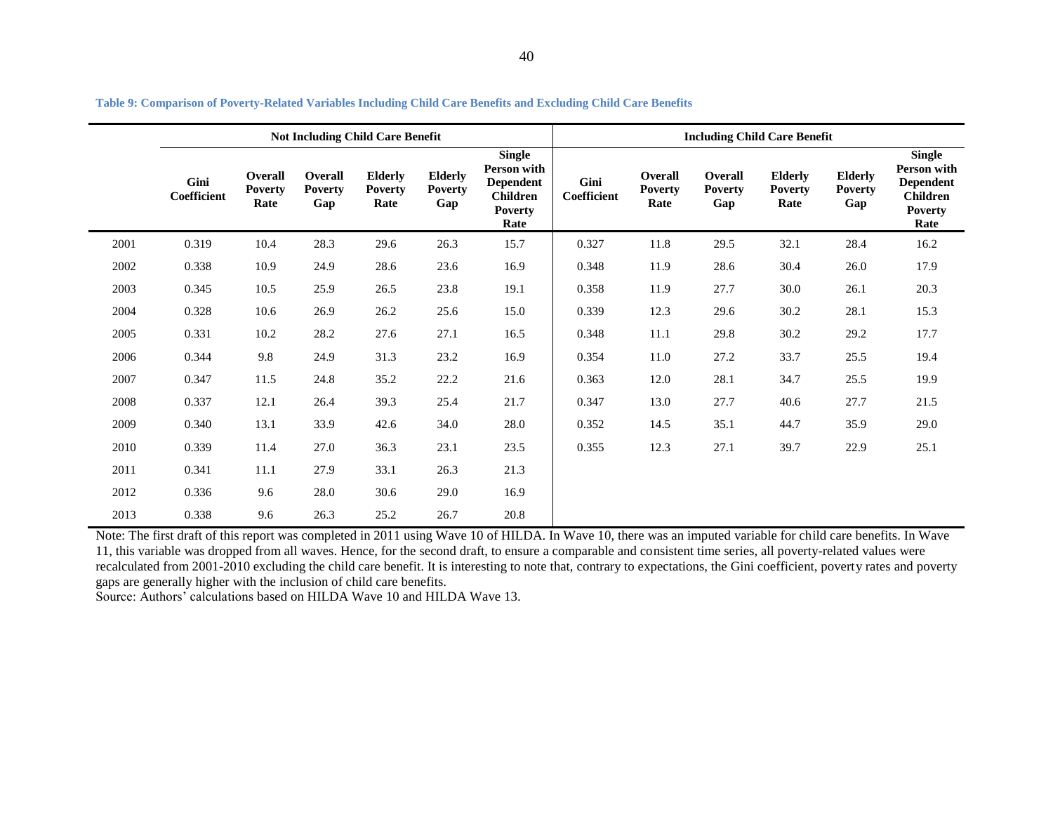**Table 9: Comparison of Poverty-Related Variables Including Child Care Benefits and Excluding Child Care Benefits**

| | Not Including Child Care Benefit | | | | | | Including Child Care Benefit | | | | | |
|---|---|---|---|---|---|---|---|---|---|---|---|---|
| | Gini Coefficient | Overall Poverty Rate | Overall Poverty Gap | Elderly Poverty Rate | Elderly Poverty Gap | Single Person with Dependent Children Poverty Rate | Gini Coefficient | Overall Poverty Rate | Overall Poverty Gap | Elderly Poverty Rate | Elderly Poverty Gap | Single Person with Dependent Children Poverty Rate |
| 2001 | 0.319 | 10.4 | 28.3 | 29.6 | 26.3 | 15.7 | 0.327 | 11.8 | 29.5 | 32.1 | 28.4 | 16.2 |
| 2002 | 0.338 | 10.9 | 24.9 | 28.6 | 23.6 | 16.9 | 0.348 | 11.9 | 28.6 | 30.4 | 26.0 | 17.9 |
| 2003 | 0.345 | 10.5 | 25.9 | 26.5 | 23.8 | 19.1 | 0.358 | 11.9 | 27.7 | 30.0 | 26.1 | 20.3 |
| 2004 | 0.328 | 10.6 | 26.9 | 26.2 | 25.6 | 15.0 | 0.339 | 12.3 | 29.6 | 30.2 | 28.1 | 15.3 |
| 2005 | 0.331 | 10.2 | 28.2 | 27.6 | 27.1 | 16.5 | 0.348 | 11.1 | 29.8 | 30.2 | 29.2 | 17.7 |
| 2006 | 0.344 | 9.8 | 24.9 | 31.3 | 23.2 | 16.9 | 0.354 | 11.0 | 27.2 | 33.7 | 25.5 | 19.4 |
| 2007 | 0.347 | 11.5 | 24.8 | 35.2 | 22.2 | 21.6 | 0.363 | 12.0 | 28.1 | 34.7 | 25.5 | 19.9 |
| 2008 | 0.337 | 12.1 | 26.4 | 39.3 | 25.4 | 21.7 | 0.347 | 13.0 | 27.7 | 40.6 | 27.7 | 21.5 |
| 2009 | 0.340 | 13.1 | 33.9 | 42.6 | 34.0 | 28.0 | 0.352 | 14.5 | 35.1 | 44.7 | 35.9 | 29.0 |
| 2010 | 0.339 | 11.4 | 27.0 | 36.3 | 23.1 | 23.5 | 0.355 | 12.3 | 27.1 | 39.7 | 22.9 | 25.1 |
| 2011 | 0.341 | 11.1 | 27.9 | 33.1 | 26.3 | 21.3 | | | | | | |
| 2012 | 0.336 | 9.6 | 28.0 | 30.6 | 29.0 | 16.9 | | | | | | |
| 2013 | 0.338 | 9.6 | 26.3 | 25.2 | 26.7 | 20.8 | | | | | | |

Note: The first draft of this report was completed in 2011 using Wave 10 of HILDA. In Wave 10, there was an imputed variable for child care benefits. In Wave 11, this variable was dropped from all waves. Hence, for the second draft, to ensure a comparable and consistent time series, all poverty-related values were recalculated from 2001-2010 excluding the child care benefit. It is interesting to note that, contrary to expectations, the Gini coefficient, poverty rates and poverty gaps are generally higher with the inclusion of child care benefits.

Source: Authors' calculations based on HILDA Wave 10 and HILDA Wave 13.